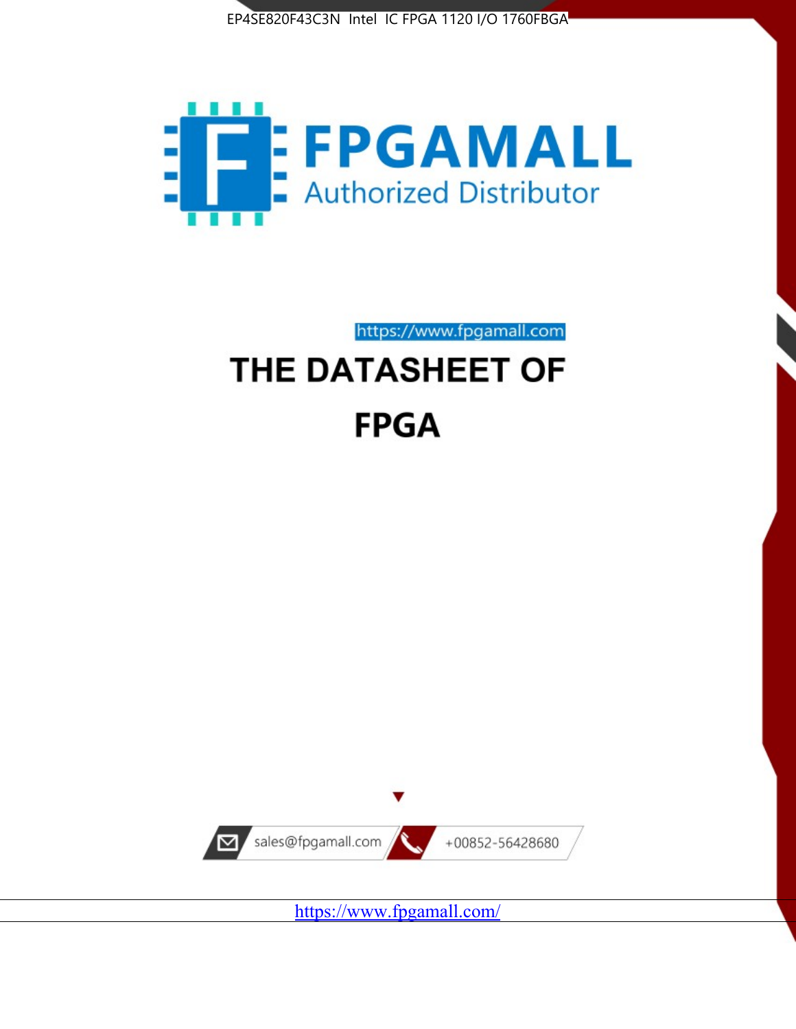EP4SE820F43C3N Intel IC FPGA 1120 I/O 1760FBGA

FPGAMALL

Authorized Distributor

https://www.fpgamall.com

# THE DATASHEET OF

# FPGA

sales@fpgamall.com

+00852-56428680

https://www.fpgamall.com/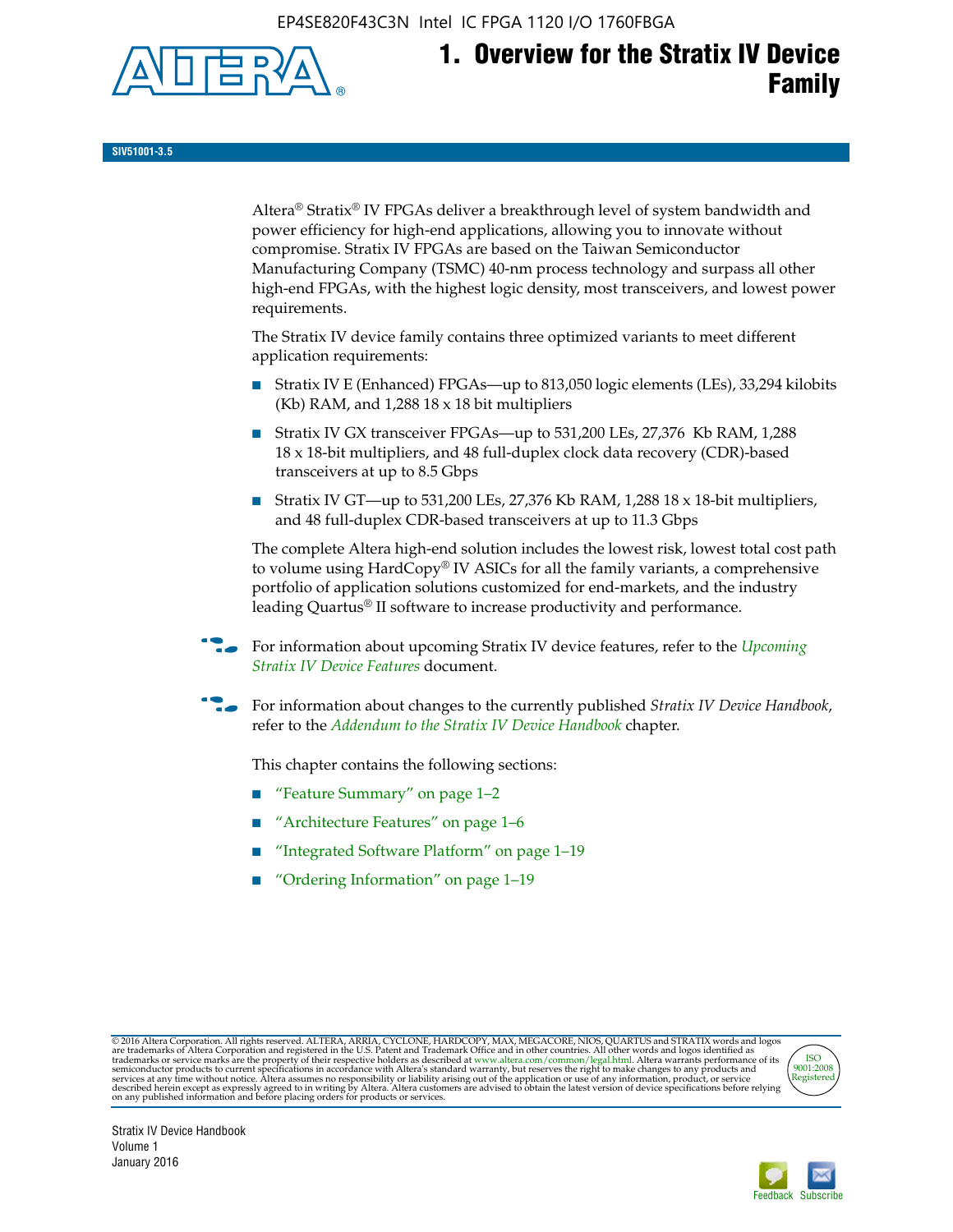# 1. Overview for the Stratix IV Device Family

SIV51001-3.5

Altera® Stratix® IV FPGAs deliver a breakthrough level of system bandwidth and power efficiency for high-end applications, allowing you to innovate without compromise. Stratix IV FPGAs are based on the Taiwan Semiconductor Manufacturing Company (TSMC) 40-nm process technology and surpass all other high-end FPGAs, with the highest logic density, most transceivers, and lowest power requirements.

The Stratix IV device family contains three optimized variants to meet different application requirements:

- Stratix IV E (Enhanced) FPGAs—up to 813,050 logic elements (LEs), 33,294 kilobits (Kb) RAM, and 1,288 18 x 18 bit multipliers
- Stratix IV GX transceiver FPGAs—up to 531,200 LEs, 27,376 Kb RAM, 1,288 18 x 18-bit multipliers, and 48 full-duplex clock data recovery (CDR)-based transceivers at up to 8.5 Gbps
- Stratix IV GT—up to 531,200 LEs, 27,376 Kb RAM, 1,288 18 x 18-bit multipliers, and 48 full-duplex CDR-based transceivers at up to 11.3 Gbps

The complete Altera high-end solution includes the lowest risk, lowest total cost path to volume using HardCopy® IV ASICs for all the family variants, a comprehensive portfolio of application solutions customized for end-markets, and the industry leading Quartus® II software to increase productivity and performance.

For information about upcoming Stratix IV device features, refer to the *Upcoming Stratix IV Device Features* document.

For information about changes to the currently published *Stratix IV Device Handbook*, refer to the *Addendum to the Stratix IV Device Handbook* chapter.

This chapter contains the following sections:

- "Feature Summary" on page 1–2
- "Architecture Features" on page 1–6
- "Integrated Software Platform" on page 1–19
- "Ordering Information" on page 1–19

© 2016 Altera Corporation. All rights reserved. ALTERA, ARRIA, CYCLONE, HARDCOPY, MAX, MEGACORE, NIOS, QUARTUS and STRATIX words and logos are trademarks of Altera Corporation and registered in the U.S. Patent and Trademark Office and in other countries. All other words and logos identified as trademarks or service marks are the property of their respective holders as described at www.altera.com/common/legal.html. Altera warrants performance of its semiconductor products to current specifications in accordance with Altera's standard warranty, but reserves the right to make changes to any products and services at any time without notice. Altera assumes no responsibility or liability arising out of the application or use of any information, product, or service described herein except as expressly agreed to in writing by Altera. Altera customers are advised to obtain the latest version of device specifications before relying on any published information and before placing orders for products or services.

Stratix IV Device Handbook
Volume 1
January 2016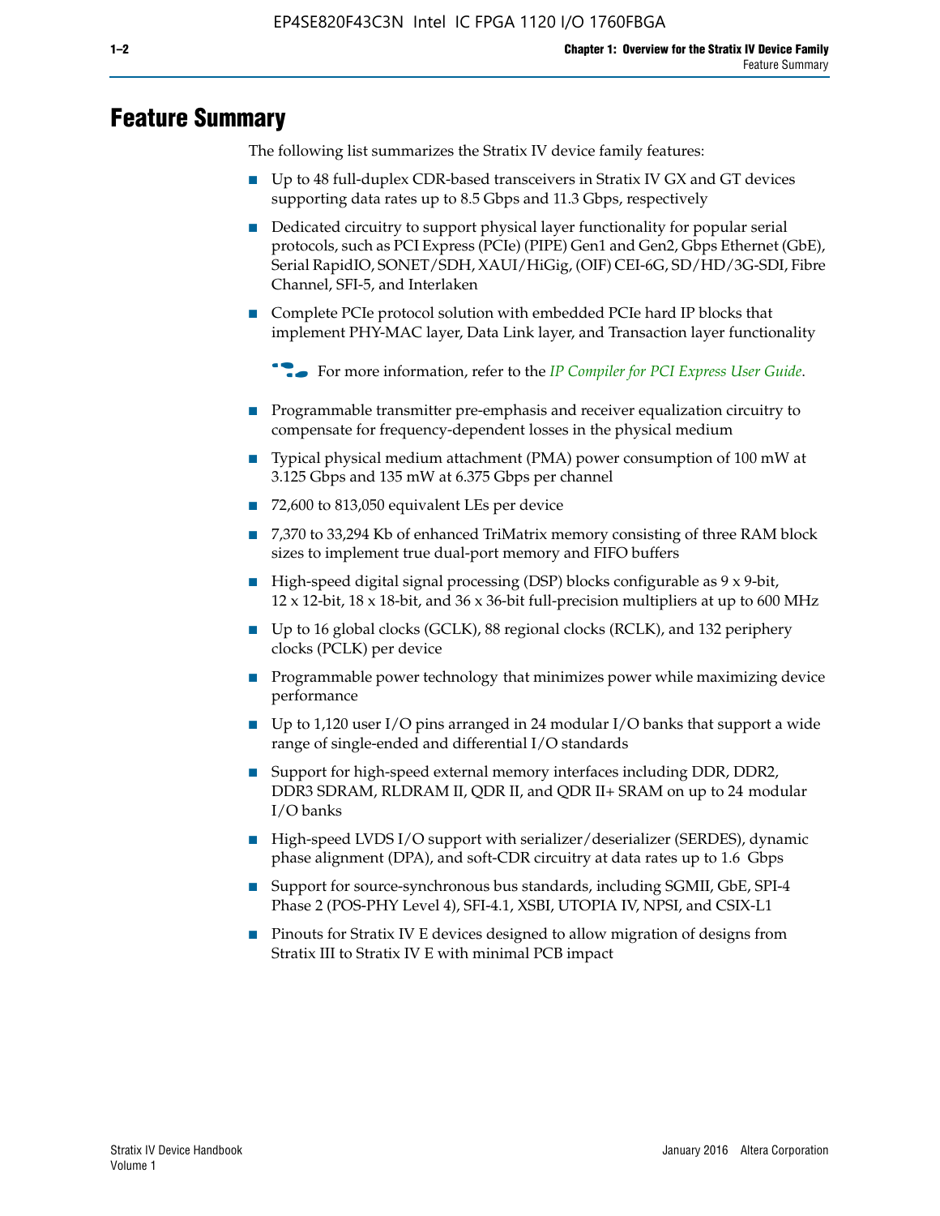# Feature Summary

The following list summarizes the Stratix IV device family features:

- Up to 48 full-duplex CDR-based transceivers in Stratix IV GX and GT devices supporting data rates up to 8.5 Gbps and 11.3 Gbps, respectively
- Dedicated circuitry to support physical layer functionality for popular serial protocols, such as PCI Express (PCIe) (PIPE) Gen1 and Gen2, Gbps Ethernet (GbE), Serial RapidIO, SONET/SDH, XAUI/HiGig, (OIF) CEI-6G, SD/HD/3G-SDI, Fibre Channel, SFI-5, and Interlaken
- Complete PCIe protocol solution with embedded PCIe hard IP blocks that implement PHY-MAC layer, Data Link layer, and Transaction layer functionality

  For more information, refer to the *IP Compiler for PCI Express User Guide*.

- Programmable transmitter pre-emphasis and receiver equalization circuitry to compensate for frequency-dependent losses in the physical medium
- Typical physical medium attachment (PMA) power consumption of 100 mW at 3.125 Gbps and 135 mW at 6.375 Gbps per channel
- 72,600 to 813,050 equivalent LEs per device
- 7,370 to 33,294 Kb of enhanced TriMatrix memory consisting of three RAM block sizes to implement true dual-port memory and FIFO buffers
- High-speed digital signal processing (DSP) blocks configurable as 9 x 9-bit, 12 x 12-bit, 18 x 18-bit, and 36 x 36-bit full-precision multipliers at up to 600 MHz
- Up to 16 global clocks (GCLK), 88 regional clocks (RCLK), and 132 periphery clocks (PCLK) per device
- Programmable power technology that minimizes power while maximizing device performance
- Up to 1,120 user I/O pins arranged in 24 modular I/O banks that support a wide range of single-ended and differential I/O standards
- Support for high-speed external memory interfaces including DDR, DDR2, DDR3 SDRAM, RLDRAM II, QDR II, and QDR II+ SRAM on up to 24 modular I/O banks
- High-speed LVDS I/O support with serializer/deserializer (SERDES), dynamic phase alignment (DPA), and soft-CDR circuitry at data rates up to 1.6 Gbps
- Support for source-synchronous bus standards, including SGMII, GbE, SPI-4 Phase 2 (POS-PHY Level 4), SFI-4.1, XSBI, UTOPIA IV, NPSI, and CSIX-L1
- Pinouts for Stratix IV E devices designed to allow migration of designs from Stratix III to Stratix IV E with minimal PCB impact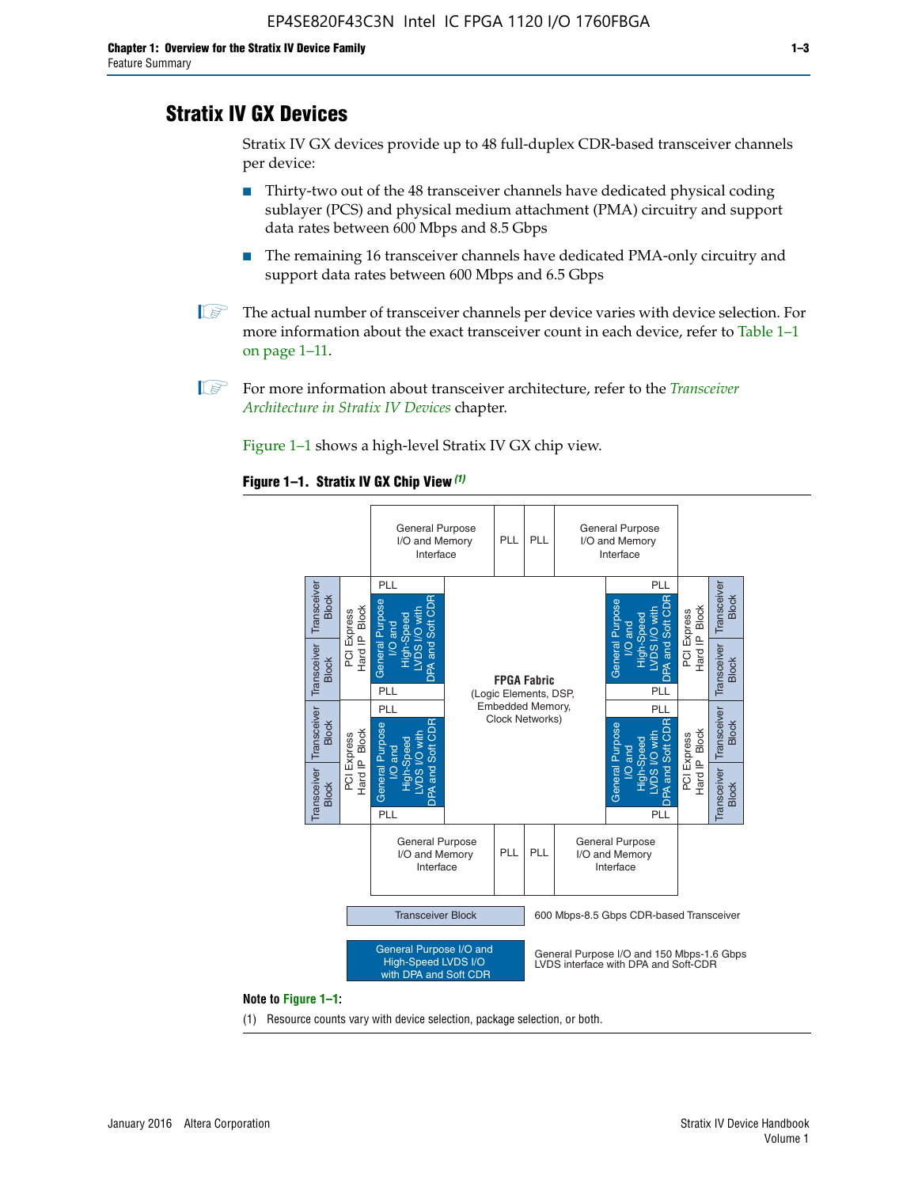## Stratix IV GX Devices

Stratix IV GX devices provide up to 48 full-duplex CDR-based transceiver channels per device:

- Thirty-two out of the 48 transceiver channels have dedicated physical coding sublayer (PCS) and physical medium attachment (PMA) circuitry and support data rates between 600 Mbps and 8.5 Gbps
- The remaining 16 transceiver channels have dedicated PMA-only circuitry and support data rates between 600 Mbps and 6.5 Gbps

The actual number of transceiver channels per device varies with device selection. For more information about the exact transceiver count in each device, refer to Table 1–1 on page 1–11.

For more information about transceiver architecture, refer to the *Transceiver Architecture in Stratix IV Devices* chapter.

Figure 1–1 shows a high-level Stratix IV GX chip view.

**Figure 1–1. Stratix IV GX Chip View** *(1)*

General Purpose I/O and Memory Interface | PLL | PLL | General Purpose I/O and Memory Interface

Transceiver Block | Transceiver Block | PCI Express Hard IP Block | PLL | General Purpose I/O and High-Speed LVDS I/O with DPA and Soft CDR | PLL

FPGA Fabric (Logic Elements, DSP, Embedded Memory, Clock Networks)

Transceiver Block — 600 Mbps-8.5 Gbps CDR-based Transceiver

General Purpose I/O and High-Speed LVDS I/O with DPA and Soft CDR — General Purpose I/O and 150 Mbps-1.6 Gbps LVDS interface with DPA and Soft-CDR

**Note to Figure 1–1:**

(1) Resource counts vary with device selection, package selection, or both.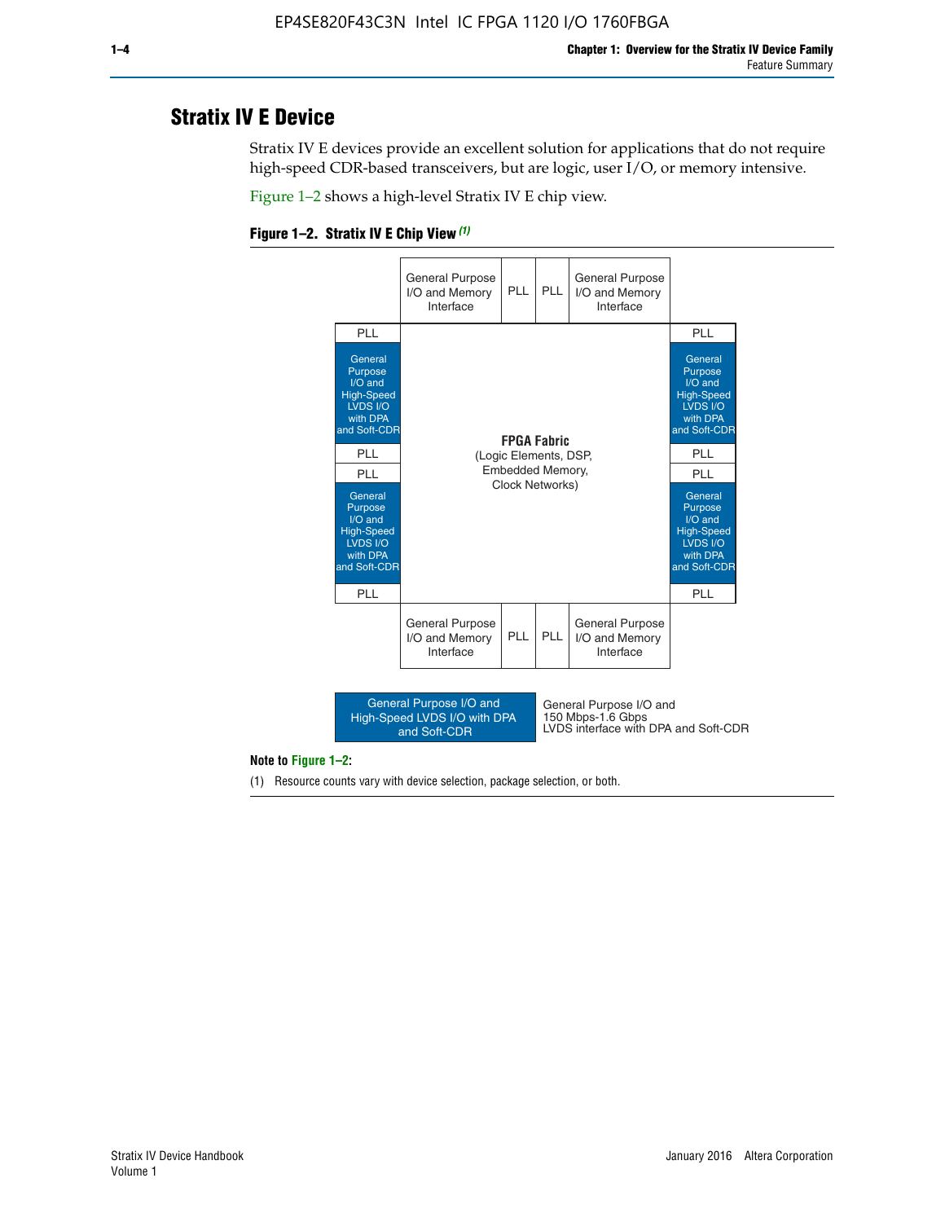# Stratix IV E Device

Stratix IV E devices provide an excellent solution for applications that do not require high-speed CDR-based transceivers, but are logic, user I/O, or memory intensive.

Figure 1–2 shows a high-level Stratix IV E chip view.

**Figure 1–2. Stratix IV E Chip View** *(1)*

| | General Purpose I/O and Memory Interface | PLL | PLL | General Purpose I/O and Memory Interface | |
|---|---|---|---|---|---|
| PLL | | | | | PLL |
| General Purpose I/O and High-Speed LVDS I/O with DPA and Soft-CDR | **FPGA Fabric** (Logic Elements, DSP, Embedded Memory, Clock Networks) | | | | General Purpose I/O and High-Speed LVDS I/O with DPA and Soft-CDR |
| PLL | | | | | PLL |
| PLL | | | | | PLL |
| General Purpose I/O and High-Speed LVDS I/O with DPA and Soft-CDR | | | | | General Purpose I/O and High-Speed LVDS I/O with DPA and Soft-CDR |
| PLL | | | | | PLL |
| | General Purpose I/O and Memory Interface | PLL | PLL | General Purpose I/O and Memory Interface | |

Legend: General Purpose I/O and High-Speed LVDS I/O with DPA and Soft-CDR — General Purpose I/O and 150 Mbps-1.6 Gbps LVDS interface with DPA and Soft-CDR

**Note to Figure 1–2:**

(1) Resource counts vary with device selection, package selection, or both.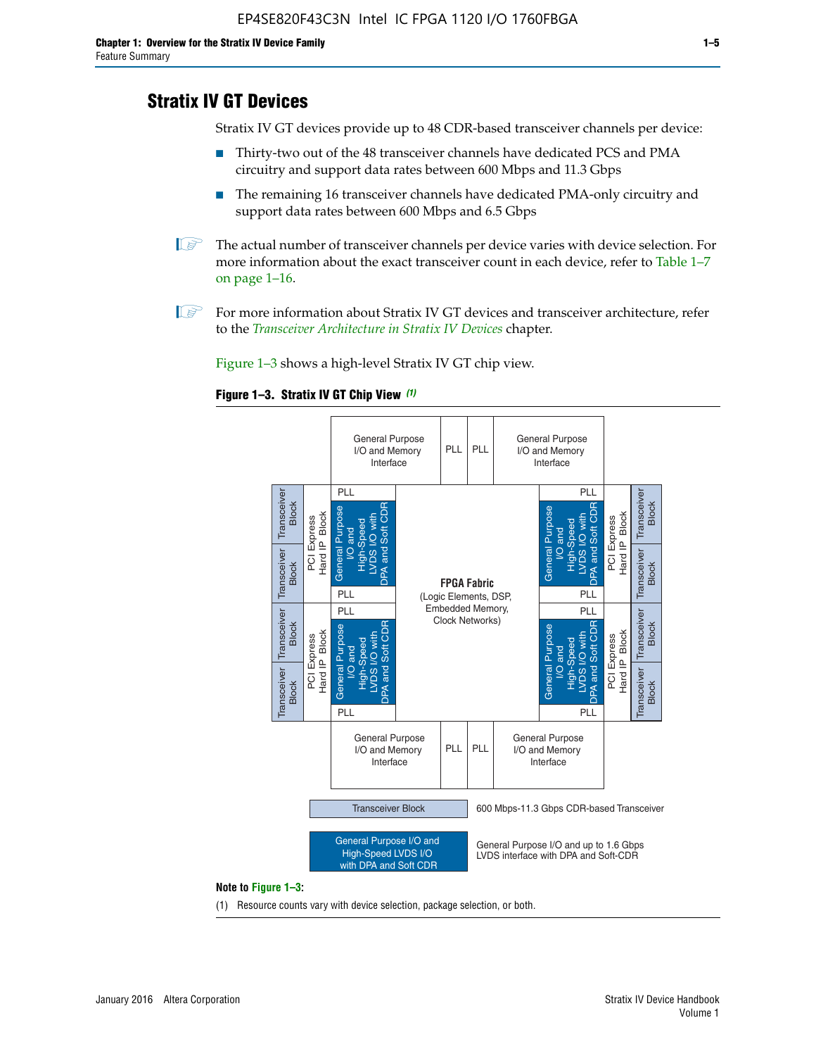# Stratix IV GT Devices

Stratix IV GT devices provide up to 48 CDR-based transceiver channels per device:

- Thirty-two out of the 48 transceiver channels have dedicated PCS and PMA circuitry and support data rates between 600 Mbps and 11.3 Gbps
- The remaining 16 transceiver channels have dedicated PMA-only circuitry and support data rates between 600 Mbps and 6.5 Gbps

The actual number of transceiver channels per device varies with device selection. For more information about the exact transceiver count in each device, refer to Table 1–7 on page 1–16.

For more information about Stratix IV GT devices and transceiver architecture, refer to the *Transceiver Architecture in Stratix IV Devices* chapter.

Figure 1–3 shows a high-level Stratix IV GT chip view.

**Figure 1–3. Stratix IV GT Chip View** *(1)*

**Note to Figure 1–3:**

(1) Resource counts vary with device selection, package selection, or both.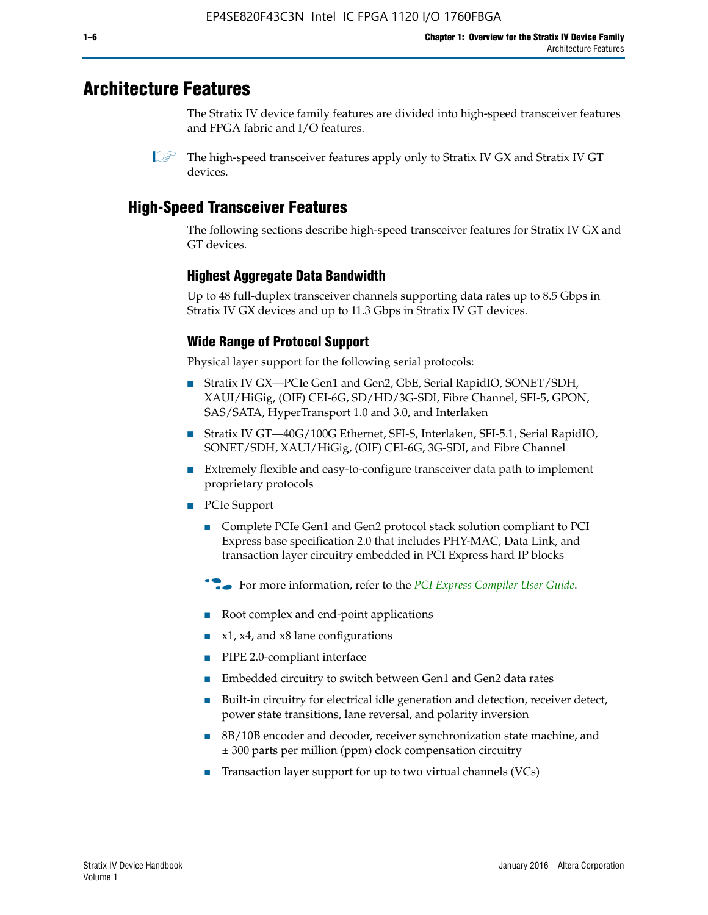# Architecture Features

The Stratix IV device family features are divided into high-speed transceiver features and FPGA fabric and I/O features.

The high-speed transceiver features apply only to Stratix IV GX and Stratix IV GT devices.

## High-Speed Transceiver Features

The following sections describe high-speed transceiver features for Stratix IV GX and GT devices.

### Highest Aggregate Data Bandwidth

Up to 48 full-duplex transceiver channels supporting data rates up to 8.5 Gbps in Stratix IV GX devices and up to 11.3 Gbps in Stratix IV GT devices.

### Wide Range of Protocol Support

Physical layer support for the following serial protocols:

- Stratix IV GX—PCIe Gen1 and Gen2, GbE, Serial RapidIO, SONET/SDH, XAUI/HiGig, (OIF) CEI-6G, SD/HD/3G-SDI, Fibre Channel, SFI-5, GPON, SAS/SATA, HyperTransport 1.0 and 3.0, and Interlaken
- Stratix IV GT—40G/100G Ethernet, SFI-S, Interlaken, SFI-5.1, Serial RapidIO, SONET/SDH, XAUI/HiGig, (OIF) CEI-6G, 3G-SDI, and Fibre Channel
- Extremely flexible and easy-to-configure transceiver data path to implement proprietary protocols
- PCIe Support
  - Complete PCIe Gen1 and Gen2 protocol stack solution compliant to PCI Express base specification 2.0 that includes PHY-MAC, Data Link, and transaction layer circuitry embedded in PCI Express hard IP blocks

  For more information, refer to the *PCI Express Compiler User Guide*.

  - Root complex and end-point applications
  - x1, x4, and x8 lane configurations
  - PIPE 2.0-compliant interface
  - Embedded circuitry to switch between Gen1 and Gen2 data rates
  - Built-in circuitry for electrical idle generation and detection, receiver detect, power state transitions, lane reversal, and polarity inversion
  - 8B/10B encoder and decoder, receiver synchronization state machine, and ± 300 parts per million (ppm) clock compensation circuitry
  - Transaction layer support for up to two virtual channels (VCs)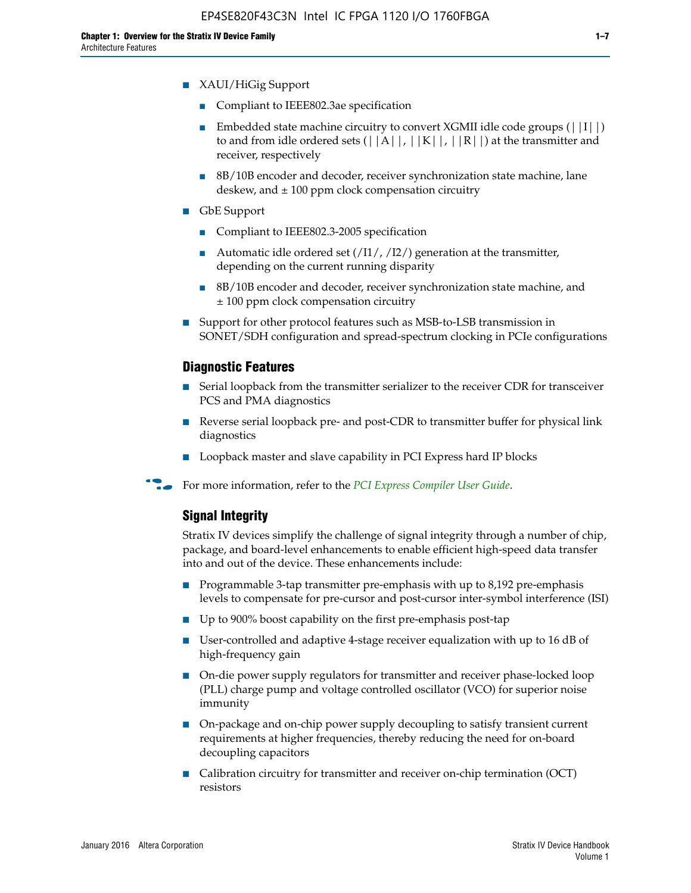- XAUI/HiGig Support
  - Compliant to IEEE802.3ae specification
  - Embedded state machine circuitry to convert XGMII idle code groups (||I||) to and from idle ordered sets (||A||, ||K||, ||R||) at the transmitter and receiver, respectively
  - 8B/10B encoder and decoder, receiver synchronization state machine, lane deskew, and ± 100 ppm clock compensation circuitry
- GbE Support
  - Compliant to IEEE802.3-2005 specification
  - Automatic idle ordered set (/I1/, /I2/) generation at the transmitter, depending on the current running disparity
  - 8B/10B encoder and decoder, receiver synchronization state machine, and ± 100 ppm clock compensation circuitry
- Support for other protocol features such as MSB-to-LSB transmission in SONET/SDH configuration and spread-spectrum clocking in PCIe configurations

### Diagnostic Features

- Serial loopback from the transmitter serializer to the receiver CDR for transceiver PCS and PMA diagnostics
- Reverse serial loopback pre- and post-CDR to transmitter buffer for physical link diagnostics
- Loopback master and slave capability in PCI Express hard IP blocks

For more information, refer to the *PCI Express Compiler User Guide*.

### Signal Integrity

Stratix IV devices simplify the challenge of signal integrity through a number of chip, package, and board-level enhancements to enable efficient high-speed data transfer into and out of the device. These enhancements include:

- Programmable 3-tap transmitter pre-emphasis with up to 8,192 pre-emphasis levels to compensate for pre-cursor and post-cursor inter-symbol interference (ISI)
- Up to 900% boost capability on the first pre-emphasis post-tap
- User-controlled and adaptive 4-stage receiver equalization with up to 16 dB of high-frequency gain
- On-die power supply regulators for transmitter and receiver phase-locked loop (PLL) charge pump and voltage controlled oscillator (VCO) for superior noise immunity
- On-package and on-chip power supply decoupling to satisfy transient current requirements at higher frequencies, thereby reducing the need for on-board decoupling capacitors
- Calibration circuitry for transmitter and receiver on-chip termination (OCT) resistors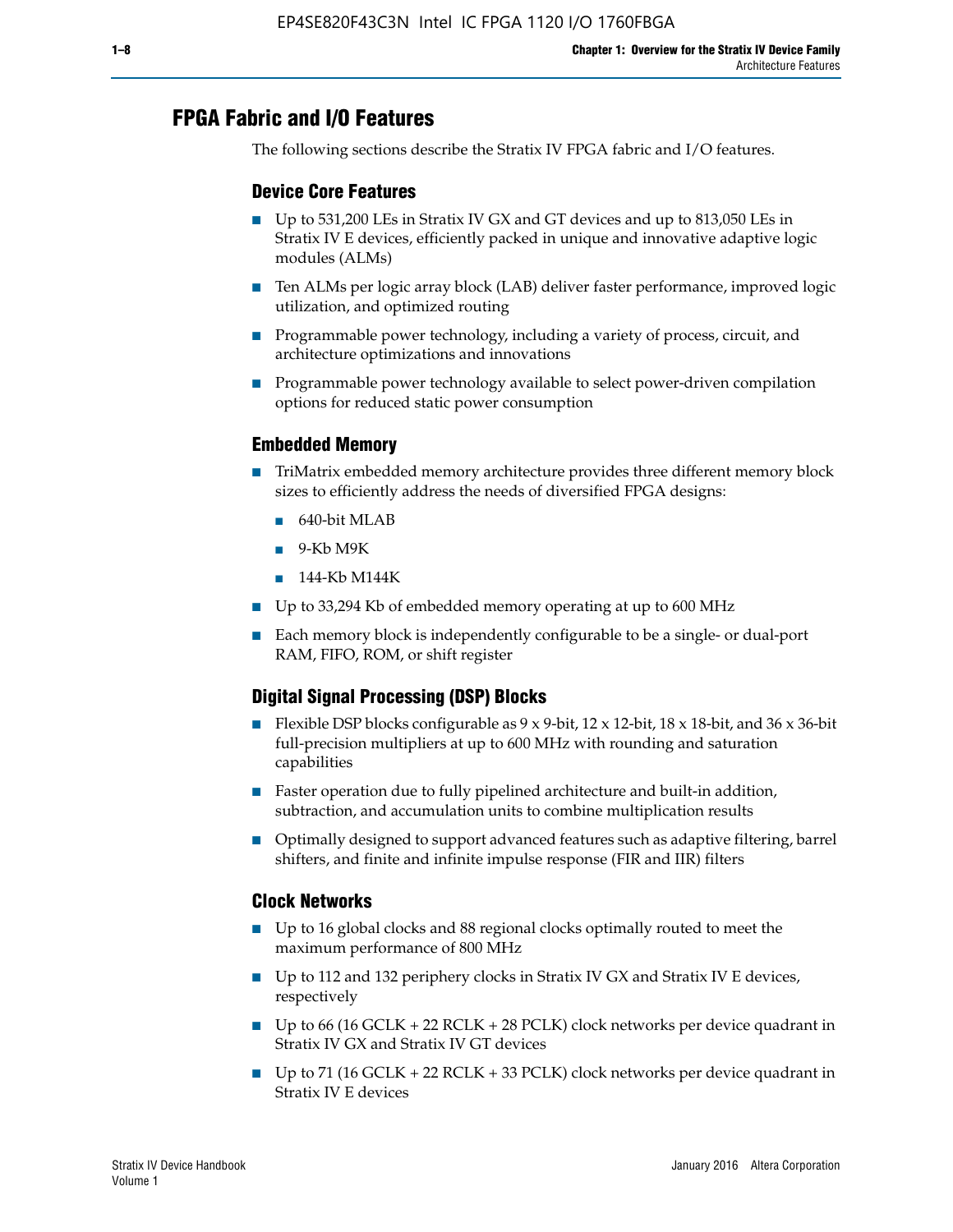## FPGA Fabric and I/O Features

The following sections describe the Stratix IV FPGA fabric and I/O features.

### Device Core Features

- Up to 531,200 LEs in Stratix IV GX and GT devices and up to 813,050 LEs in Stratix IV E devices, efficiently packed in unique and innovative adaptive logic modules (ALMs)
- Ten ALMs per logic array block (LAB) deliver faster performance, improved logic utilization, and optimized routing
- Programmable power technology, including a variety of process, circuit, and architecture optimizations and innovations
- Programmable power technology available to select power-driven compilation options for reduced static power consumption

### Embedded Memory

- TriMatrix embedded memory architecture provides three different memory block sizes to efficiently address the needs of diversified FPGA designs:
  - 640-bit MLAB
  - 9-Kb M9K
  - 144-Kb M144K
- Up to 33,294 Kb of embedded memory operating at up to 600 MHz
- Each memory block is independently configurable to be a single- or dual-port RAM, FIFO, ROM, or shift register

### Digital Signal Processing (DSP) Blocks

- Flexible DSP blocks configurable as 9 x 9-bit, 12 x 12-bit, 18 x 18-bit, and 36 x 36-bit full-precision multipliers at up to 600 MHz with rounding and saturation capabilities
- Faster operation due to fully pipelined architecture and built-in addition, subtraction, and accumulation units to combine multiplication results
- Optimally designed to support advanced features such as adaptive filtering, barrel shifters, and finite and infinite impulse response (FIR and IIR) filters

### Clock Networks

- Up to 16 global clocks and 88 regional clocks optimally routed to meet the maximum performance of 800 MHz
- Up to 112 and 132 periphery clocks in Stratix IV GX and Stratix IV E devices, respectively
- Up to 66 (16 GCLK + 22 RCLK + 28 PCLK) clock networks per device quadrant in Stratix IV GX and Stratix IV GT devices
- Up to 71 (16 GCLK + 22 RCLK + 33 PCLK) clock networks per device quadrant in Stratix IV E devices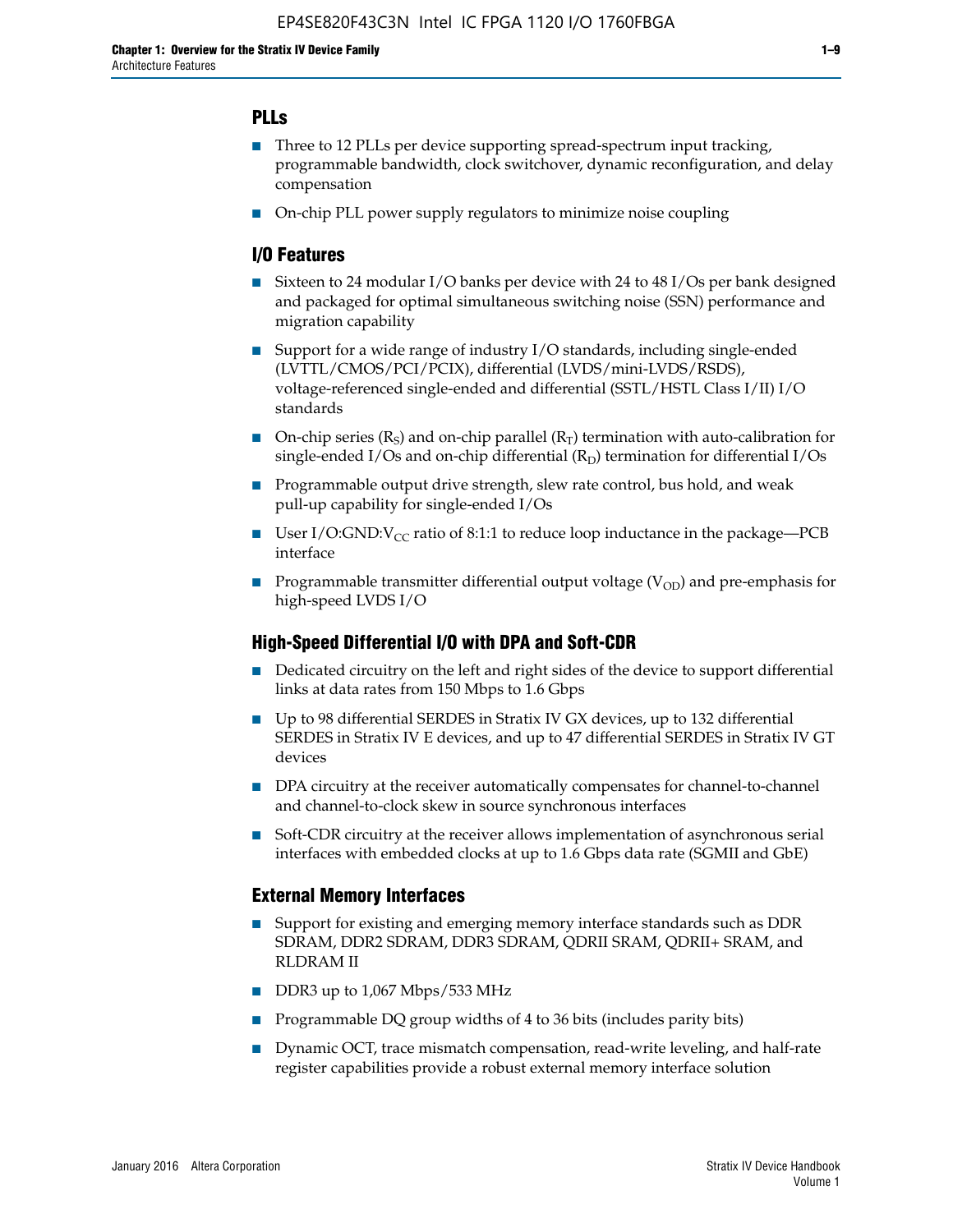### PLLs

- Three to 12 PLLs per device supporting spread-spectrum input tracking, programmable bandwidth, clock switchover, dynamic reconfiguration, and delay compensation
- On-chip PLL power supply regulators to minimize noise coupling

### I/O Features

- Sixteen to 24 modular I/O banks per device with 24 to 48 I/Os per bank designed and packaged for optimal simultaneous switching noise (SSN) performance and migration capability
- Support for a wide range of industry I/O standards, including single-ended (LVTTL/CMOS/PCI/PCIX), differential (LVDS/mini-LVDS/RSDS), voltage-referenced single-ended and differential (SSTL/HSTL Class I/II) I/O standards
- On-chip series ($R_S$) and on-chip parallel ($R_T$) termination with auto-calibration for single-ended I/Os and on-chip differential ($R_D$) termination for differential I/Os
- Programmable output drive strength, slew rate control, bus hold, and weak pull-up capability for single-ended I/Os
- User I/O:GND:$V_{CC}$ ratio of 8:1:1 to reduce loop inductance in the package—PCB interface
- Programmable transmitter differential output voltage ($V_{OD}$) and pre-emphasis for high-speed LVDS I/O

### High-Speed Differential I/O with DPA and Soft-CDR

- Dedicated circuitry on the left and right sides of the device to support differential links at data rates from 150 Mbps to 1.6 Gbps
- Up to 98 differential SERDES in Stratix IV GX devices, up to 132 differential SERDES in Stratix IV E devices, and up to 47 differential SERDES in Stratix IV GT devices
- DPA circuitry at the receiver automatically compensates for channel-to-channel and channel-to-clock skew in source synchronous interfaces
- Soft-CDR circuitry at the receiver allows implementation of asynchronous serial interfaces with embedded clocks at up to 1.6 Gbps data rate (SGMII and GbE)

### External Memory Interfaces

- Support for existing and emerging memory interface standards such as DDR SDRAM, DDR2 SDRAM, DDR3 SDRAM, QDRII SRAM, QDRII+ SRAM, and RLDRAM II
- DDR3 up to 1,067 Mbps/533 MHz
- Programmable DQ group widths of 4 to 36 bits (includes parity bits)
- Dynamic OCT, trace mismatch compensation, read-write leveling, and half-rate register capabilities provide a robust external memory interface solution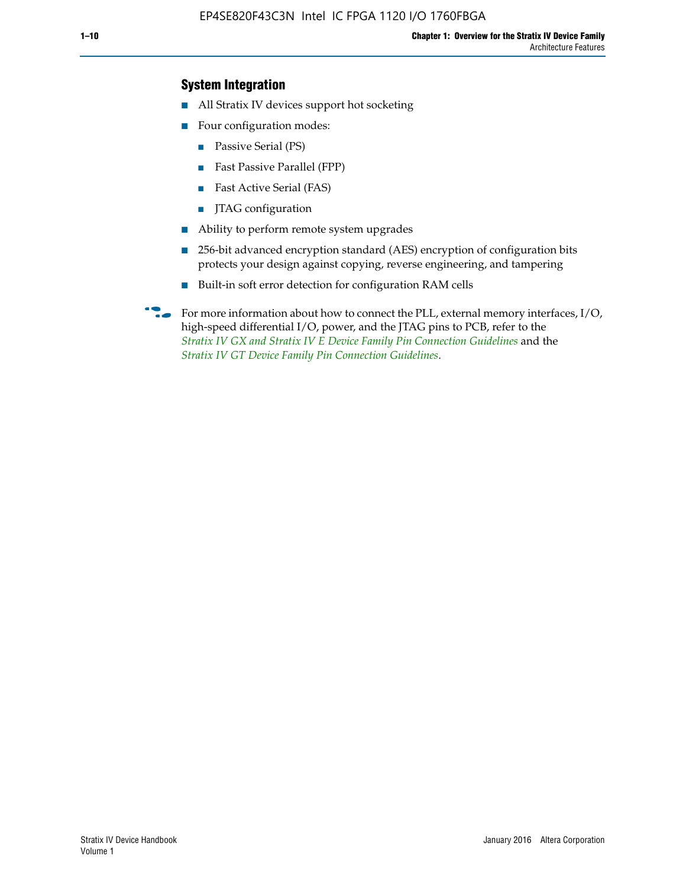## System Integration

- All Stratix IV devices support hot socketing
- Four configuration modes:
  - Passive Serial (PS)
  - Fast Passive Parallel (FPP)
  - Fast Active Serial (FAS)
  - JTAG configuration
- Ability to perform remote system upgrades
- 256-bit advanced encryption standard (AES) encryption of configuration bits protects your design against copying, reverse engineering, and tampering
- Built-in soft error detection for configuration RAM cells

For more information about how to connect the PLL, external memory interfaces, I/O, high-speed differential I/O, power, and the JTAG pins to PCB, refer to the *Stratix IV GX and Stratix IV E Device Family Pin Connection Guidelines* and the *Stratix IV GT Device Family Pin Connection Guidelines*.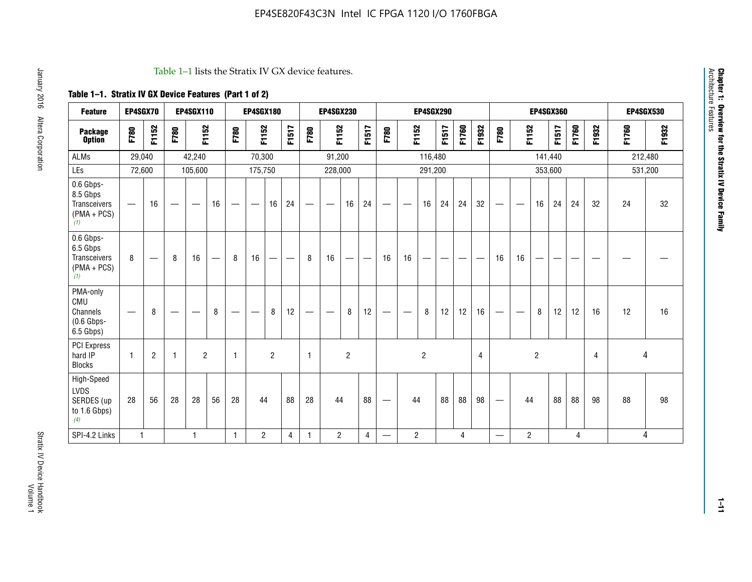Table 1–1 lists the Stratix IV GX device features.

**Table 1–1. Stratix IV GX Device Features (Part 1 of 2)**

| Feature | EP4SGX70 | | EP4SGX110 | | | EP4SGX180 | | | | EP4SGX230 | | | | EP4SGX290 | | | | | | EP4SGX360 | | | | | | EP4SGX530 | |
|---|---|---|---|---|---|---|---|---|---|---|---|---|---|---|---|---|---|---|---|---|---|---|---|---|---|---|---|
| **Package Option** | F780 | F1152 | F780 | F1152 | | F780 | F1152 | | F1517 | F780 | F1152 | | F1517 | F780 | F1152 | | F1517 | F1760 | F1932 | F780 | F1152 | | F1517 | F1760 | F1932 | F1760 | F1932 |
| ALMs | 29,040 | | 42,240 | | | 70,300 | | | | 91,200 | | | | 116,480 | | | | | | 141,440 | | | | | | 212,480 | |
| LEs | 72,600 | | 105,600 | | | 175,750 | | | | 228,000 | | | | 291,200 | | | | | | 353,600 | | | | | | 531,200 | |
| 0.6 Gbps-8.5 Gbps Transceivers (PMA + PCS) *(1)* | — | 16 | — | — | 16 | — | — | 16 | 24 | — | — | 16 | 24 | — | — | 16 | 24 | 24 | 32 | — | — | 16 | 24 | 24 | 32 | 24 | 32 |
| 0.6 Gbps-6.5 Gbps Transceivers (PMA + PCS) *(1)* | 8 | — | 8 | 16 | — | 8 | 16 | — | — | 8 | 16 | — | — | 16 | 16 | — | — | — | — | 16 | 16 | — | — | — | — | — | — |
| PMA-only CMU Channels (0.6 Gbps-6.5 Gbps) | — | 8 | — | — | 8 | — | — | 8 | 12 | — | — | 8 | 12 | — | — | 8 | 12 | 12 | 16 | — | — | 8 | 12 | 12 | 16 | 12 | 16 |
| PCI Express hard IP Blocks | 1 | 2 | 1 | 2 | | 1 | 2 | | | 1 | 2 | | | 2 | | | | | 4 | 2 | | | | | 4 | 4 | |
| High-Speed LVDS SERDES (up to 1.6 Gbps) *(4)* | 28 | 56 | 28 | 28 | 56 | 28 | 44 | | 88 | 28 | 44 | | 88 | — | 44 | | 88 | 88 | 98 | — | 44 | | 88 | 88 | 98 | 88 | 98 |
| SPI-4.2 Links | 1 | | 1 | | | 1 | 2 | | 4 | 1 | 2 | | 4 | — | 2 | | 4 | | | — | 2 | | 4 | | | 4 | |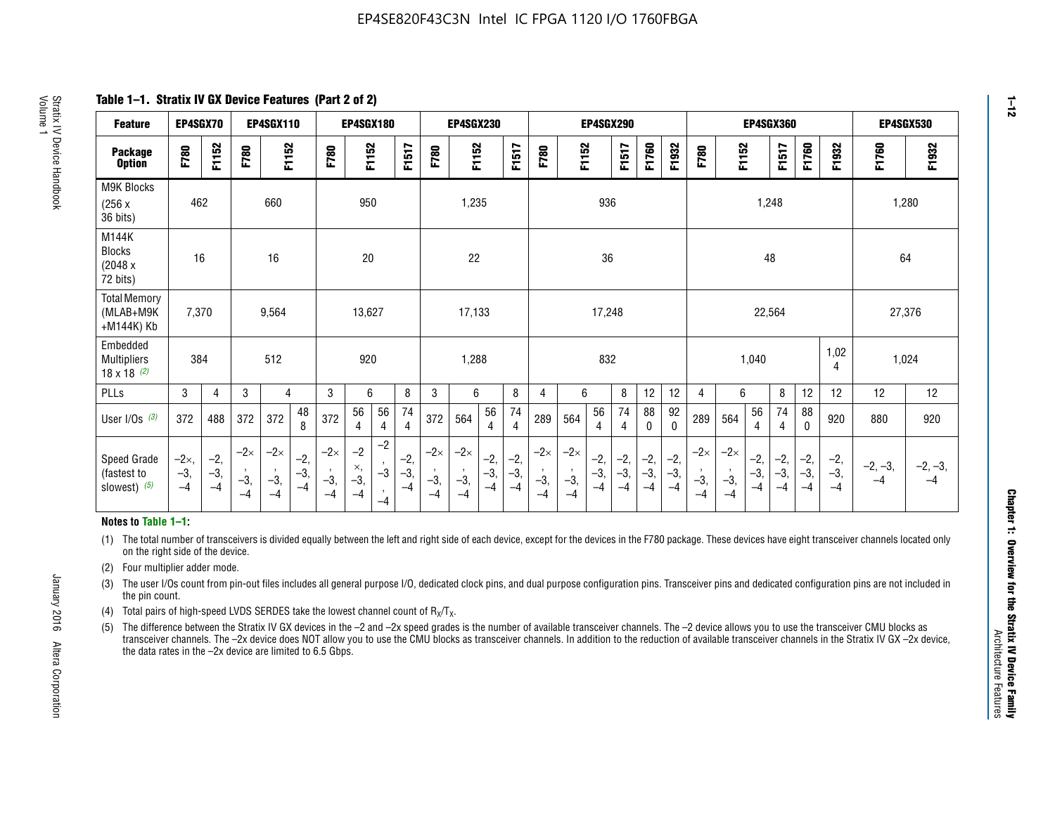**Table 1–1. Stratix IV GX Device Features (Part 2 of 2)**

| Feature | EP4SGX70 | | EP4SGX110 | | | EP4SGX180 | | | | EP4SGX230 | | | | EP4SGX290 | | | | | | EP4SGX360 | | | | | | EP4SGX530 | |
|---|---|---|---|---|---|---|---|---|---|---|---|---|---|---|---|---|---|---|---|---|---|---|---|---|---|---|---|
| Package Option | F780 | F1152 | F780 | F1152 | | F780 | F1152 | | F1517 | F780 | F1152 | | F1517 | F780 | F1152 | | F1517 | F1760 | F1932 | F780 | F1152 | | F1517 | F1760 | F1932 | F1760 | F1932 |
| M9K Blocks (256 x 36 bits) | 462 | | 660 | | | 950 | | | | 1,235 | | | | 936 | | | | | | 1,248 | | | | | | 1,280 | |
| M144K Blocks (2048 x 72 bits) | 16 | | 16 | | | 20 | | | | 22 | | | | 36 | | | | | | 48 | | | | | | 64 | |
| Total Memory (MLAB+M9K +M144K) Kb | 7,370 | | 9,564 | | | 13,627 | | | | 17,133 | | | | 17,248 | | | | | | 22,564 | | | | | | 27,376 | |
| Embedded Multipliers 18 x 18 (2) | 384 | | 512 | | | 920 | | | | 1,288 | | | | 832 | | | | | | 1,040 | | | | | 1,024 | 1,024 | |
| PLLs | 3 | 4 | 3 | 4 | | 3 | 6 | | 8 | 3 | 6 | | 8 | 4 | 6 | | 8 | 12 | 12 | 4 | 6 | | 8 | 12 | 12 | 12 | 12 |
| User I/Os (3) | 372 | 488 | 372 | 372 | 488 | 372 | 564 | 564 | 744 | 372 | 564 | 564 | 744 | 289 | 564 | 564 | 744 | 880 | 920 | 289 | 564 | 564 | 744 | 880 | 920 | 880 | 920 |
| Speed Grade (fastest to slowest) (5) | −2×, −3, −4 | −2, −3, −4 | −2×, −3, −4 | −2×, −3, −4 | −2, −3, −4 | −2×, −3, −4 | −2×, −3, −4 | −2, −3, −4 | −2, −3, −4 | −2×, −3, −4 | −2×, −3, −4 | −2, −3, −4 | −2, −3, −4 | −2×, −3, −4 | −2×, −3, −4 | −2, −3, −4 | −2, −3, −4 | −2, −3, −4 | −2, −3, −4 | −2×, −3, −4 | −2×, −3, −4 | −2, −3, −4 | −2, −3, −4 | −2, −3, −4 | −2, −3, −4 | −2, −3, −4 | −2, −3, −4 |

**Notes to Table 1–1:**

(1) The total number of transceivers is divided equally between the left and right side of each device, except for the devices in the F780 package. These devices have eight transceiver channels located only on the right side of the device.

(2) Four multiplier adder mode.

(3) The user I/Os count from pin-out files includes all general purpose I/O, dedicated clock pins, and dual purpose configuration pins. Transceiver pins and dedicated configuration pins are not included in the pin count.

(4) Total pairs of high-speed LVDS SERDES take the lowest channel count of $R_X/T_X$.

(5) The difference between the Stratix IV GX devices in the –2 and –2x speed grades is the number of available transceiver channels. The –2 device allows you to use the transceiver CMU blocks as transceiver channels. The –2x device does NOT allow you to use the CMU blocks as transceiver channels. In addition to the reduction of available transceiver channels in the Stratix IV GX –2x device, the data rates in the –2x device are limited to 6.5 Gbps.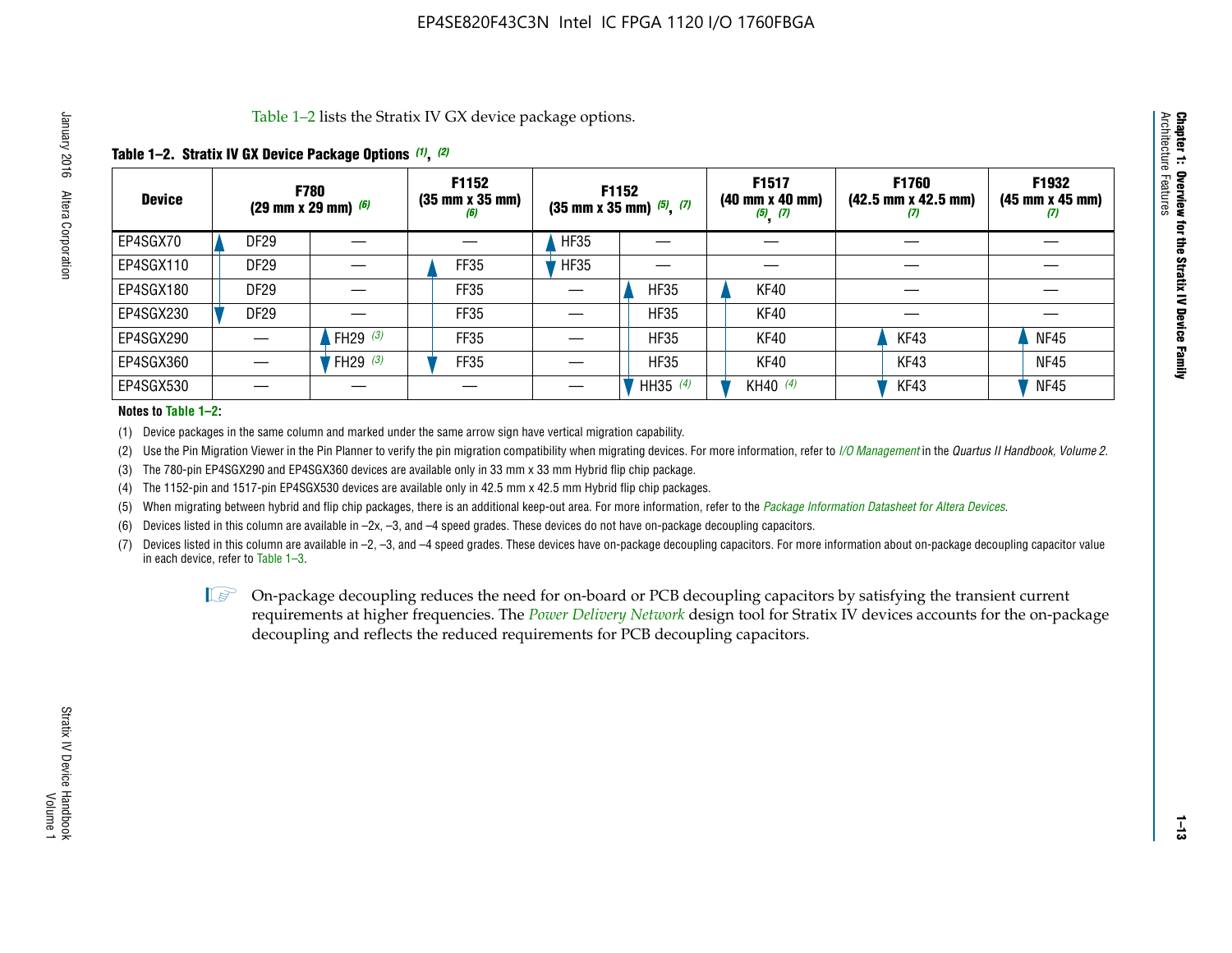Table 1–2 lists the Stratix IV GX device package options.

**Table 1–2. Stratix IV GX Device Package Options (1), (2)**

| Device | F780 (29 mm x 29 mm) (6) | | F1152 (35 mm x 35 mm) (6) | F1152 (35 mm x 35 mm) (5), (7) | | F1517 (40 mm x 40 mm) (5), (7) | F1760 (42.5 mm x 42.5 mm) (7) | F1932 (45 mm x 45 mm) (7) |
|---|---|---|---|---|---|---|---|---|
| EP4SGX70 | DF29 | — | — | HF35 | — | — | — | — |
| EP4SGX110 | DF29 | — | FF35 | HF35 | — | — | — | — |
| EP4SGX180 | DF29 | — | FF35 | — | HF35 | KF40 | — | — |
| EP4SGX230 | DF29 | — | FF35 | — | HF35 | KF40 | — | — |
| EP4SGX290 | — | FH29 (3) | FF35 | — | HF35 | KF40 | KF43 | NF45 |
| EP4SGX360 | — | FH29 (3) | FF35 | — | HF35 | KF40 | KF43 | NF45 |
| EP4SGX530 | — | — | — | — | HH35 (4) | KH40 (4) | KF43 | NF45 |

**Notes to Table 1–2:**

(1) Device packages in the same column and marked under the same arrow sign have vertical migration capability.

(2) Use the Pin Migration Viewer in the Pin Planner to verify the pin migration compatibility when migrating devices. For more information, refer to *I/O Management* in the *Quartus II Handbook, Volume 2*.

(3) The 780-pin EP4SGX290 and EP4SGX360 devices are available only in 33 mm x 33 mm Hybrid flip chip package.

(4) The 1152-pin and 1517-pin EP4SGX530 devices are available only in 42.5 mm x 42.5 mm Hybrid flip chip packages.

(5) When migrating between hybrid and flip chip packages, there is an additional keep-out area. For more information, refer to the *Package Information Datasheet for Altera Devices*.

(6) Devices listed in this column are available in –2x, –3, and –4 speed grades. These devices do not have on-package decoupling capacitors.

(7) Devices listed in this column are available in –2, –3, and –4 speed grades. These devices have on-package decoupling capacitors. For more information about on-package decoupling capacitor value in each device, refer to Table 1–3.

On-package decoupling reduces the need for on-board or PCB decoupling capacitors by satisfying the transient current requirements at higher frequencies. The *Power Delivery Network* design tool for Stratix IV devices accounts for the on-package decoupling and reflects the reduced requirements for PCB decoupling capacitors.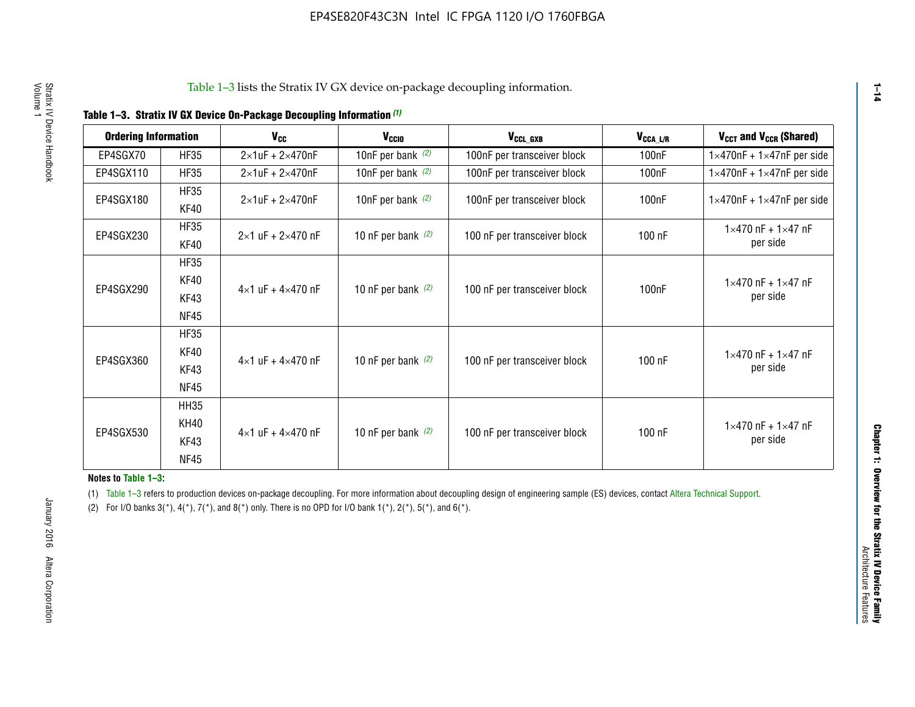Table 1–3 lists the Stratix IV GX device on-package decoupling information.

**Table 1–3. Stratix IV GX Device On-Package Decoupling Information (1)**

| Ordering Information | | $V_{CC}$ | $V_{CCIO}$ | $V_{CCL\_GXB}$ | $V_{CCA\_L/R}$ | $V_{CCT}$ and $V_{CCR}$ (Shared) |
|---|---|---|---|---|---|---|
| EP4SGX70 | HF35 | 2×1uF + 2×470nF | 10nF per bank (2) | 100nF per transceiver block | 100nF | 1×470nF + 1×47nF per side |
| EP4SGX110 | HF35 | 2×1uF + 2×470nF | 10nF per bank (2) | 100nF per transceiver block | 100nF | 1×470nF + 1×47nF per side |
| EP4SGX180 | HF35<br>KF40 | 2×1uF + 2×470nF | 10nF per bank (2) | 100nF per transceiver block | 100nF | 1×470nF + 1×47nF per side |
| EP4SGX230 | HF35<br>KF40 | 2×1 uF + 2×470 nF | 10 nF per bank (2) | 100 nF per transceiver block | 100 nF | 1×470 nF + 1×47 nF per side |
| EP4SGX290 | HF35<br>KF40<br>KF43<br>NF45 | 4×1 uF + 4×470 nF | 10 nF per bank (2) | 100 nF per transceiver block | 100nF | 1×470 nF + 1×47 nF per side |
| EP4SGX360 | HF35<br>KF40<br>KF43<br>NF45 | 4×1 uF + 4×470 nF | 10 nF per bank (2) | 100 nF per transceiver block | 100 nF | 1×470 nF + 1×47 nF per side |
| EP4SGX530 | HH35<br>KH40<br>KF43<br>NF45 | 4×1 uF + 4×470 nF | 10 nF per bank (2) | 100 nF per transceiver block | 100 nF | 1×470 nF + 1×47 nF per side |

**Notes to Table 1–3:**

(1) Table 1–3 refers to production devices on-package decoupling. For more information about decoupling design of engineering sample (ES) devices, contact Altera Technical Support.

(2) For I/O banks 3(*), 4(*), 7(*), and 8(*) only. There is no OPD for I/O bank 1(*), 2(*), 5(*), and 6(*).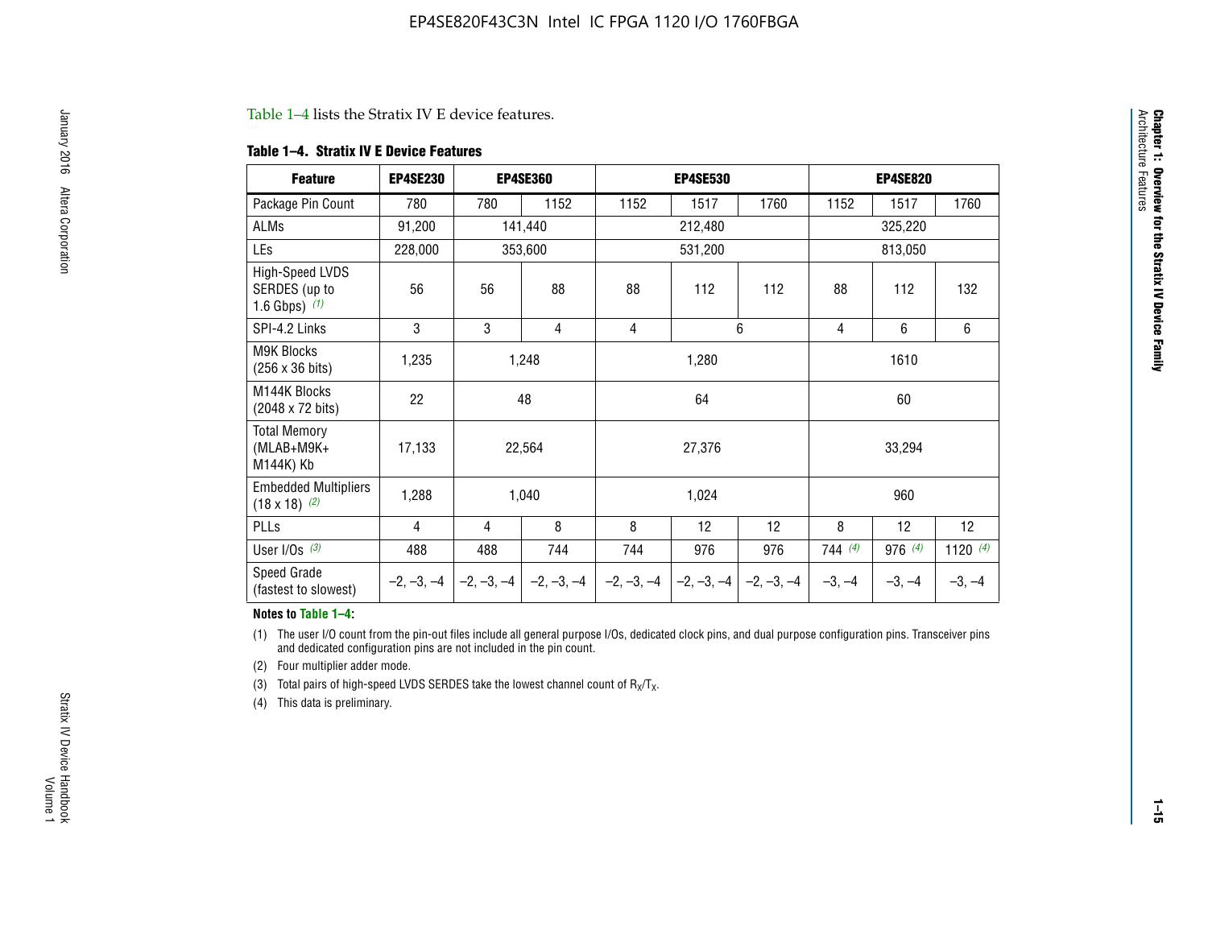Table 1–4 lists the Stratix IV E device features.

**Table 1–4. Stratix IV E Device Features**

| Feature | EP4SE230 | EP4SE360 | | EP4SE530 | | | EP4SE820 | | |
|---|---|---|---|---|---|---|---|---|---|
| Package Pin Count | 780 | 780 | 1152 | 1152 | 1517 | 1760 | 1152 | 1517 | 1760 |
| ALMs | 91,200 | 141,440 | | 212,480 | | | 325,220 | | |
| LEs | 228,000 | 353,600 | | 531,200 | | | 813,050 | | |
| High-Speed LVDS SERDES (up to 1.6 Gbps) *(1)* | 56 | 56 | 88 | 88 | 112 | 112 | 88 | 112 | 132 |
| SPI-4.2 Links | 3 | 3 | 4 | 4 | 6 | | 4 | 6 | 6 |
| M9K Blocks (256 x 36 bits) | 1,235 | 1,248 | | 1,280 | | | 1610 | | |
| M144K Blocks (2048 x 72 bits) | 22 | 48 | | 64 | | | 60 | | |
| Total Memory (MLAB+M9K+ M144K) Kb | 17,133 | 22,564 | | 27,376 | | | 33,294 | | |
| Embedded Multipliers (18 x 18) *(2)* | 1,288 | 1,040 | | 1,024 | | | 960 | | |
| PLLs | 4 | 4 | 8 | 8 | 12 | 12 | 8 | 12 | 12 |
| User I/Os *(3)* | 488 | 488 | 744 | 744 | 976 | 976 | 744 *(4)* | 976 *(4)* | 1120 *(4)* |
| Speed Grade (fastest to slowest) | –2, –3, –4 | –2, –3, –4 | –2, –3, –4 | –2, –3, –4 | –2, –3, –4 | –2, –3, –4 | –3, –4 | –3, –4 | –3, –4 |

**Notes to Table 1–4:**

(1) The user I/O count from the pin-out files include all general purpose I/Os, dedicated clock pins, and dual purpose configuration pins. Transceiver pins and dedicated configuration pins are not included in the pin count.

(2) Four multiplier adder mode.

(3) Total pairs of high-speed LVDS SERDES take the lowest channel count of $R_X/T_X$.

(4) This data is preliminary.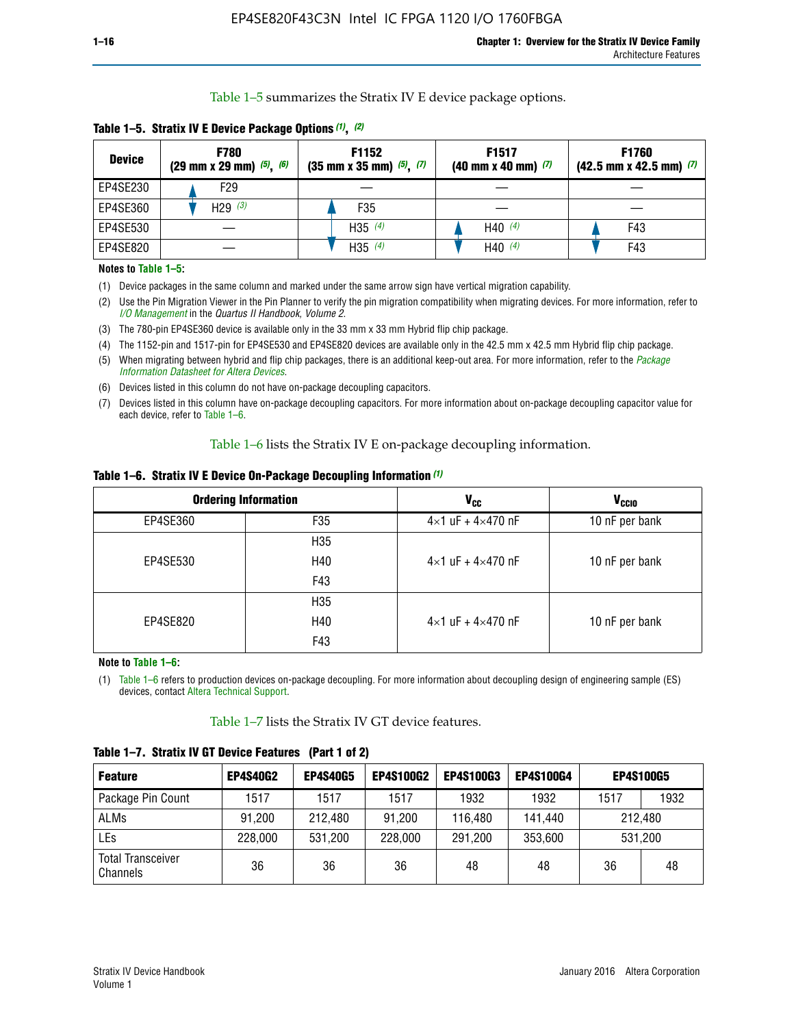Table 1–5 summarizes the Stratix IV E device package options.

**Table 1–5. Stratix IV E Device Package Options (1), (2)**

| Device | F780 (29 mm x 29 mm) (5), (6) | F1152 (35 mm x 35 mm) (5), (7) | F1517 (40 mm x 40 mm) (7) | F1760 (42.5 mm x 42.5 mm) (7) |
|---|---|---|---|---|
| EP4SE230 | F29 | — | — | — |
| EP4SE360 | H29 (3) | F35 | — | — |
| EP4SE530 | — | H35 (4) | H40 (4) | F43 |
| EP4SE820 | — | H35 (4) | H40 (4) | F43 |

**Notes to Table 1–5:**

(1) Device packages in the same column and marked under the same arrow sign have vertical migration capability.

(2) Use the Pin Migration Viewer in the Pin Planner to verify the pin migration compatibility when migrating devices. For more information, refer to *I/O Management* in the *Quartus II Handbook, Volume 2*.

(3) The 780-pin EP4SE360 device is available only in the 33 mm x 33 mm Hybrid flip chip package.

(4) The 1152-pin and 1517-pin for EP4SE530 and EP4SE820 devices are available only in the 42.5 mm x 42.5 mm Hybrid flip chip package.

(5) When migrating between hybrid and flip chip packages, there is an additional keep-out area. For more information, refer to the *Package Information Datasheet for Altera Devices*.

(6) Devices listed in this column do not have on-package decoupling capacitors.

(7) Devices listed in this column have on-package decoupling capacitors. For more information about on-package decoupling capacitor value for each device, refer to Table 1–6.

Table 1–6 lists the Stratix IV E on-package decoupling information.

**Table 1–6. Stratix IV E Device On-Package Decoupling Information (1)**

| Ordering Information | | $V_{CC}$ | $V_{CCIO}$ |
|---|---|---|---|
| EP4SE360 | F35 | 4×1 uF + 4×470 nF | 10 nF per bank |
| EP4SE530 | H35<br>H40<br>F43 | 4×1 uF + 4×470 nF | 10 nF per bank |
| EP4SE820 | H35<br>H40<br>F43 | 4×1 uF + 4×470 nF | 10 nF per bank |

**Note to Table 1–6:**

(1) Table 1–6 refers to production devices on-package decoupling. For more information about decoupling design of engineering sample (ES) devices, contact Altera Technical Support.

Table 1–7 lists the Stratix IV GT device features.

**Table 1–7. Stratix IV GT Device Features (Part 1 of 2)**

| Feature | EP4S40G2 | EP4S40G5 | EP4S100G2 | EP4S100G3 | EP4S100G4 | EP4S100G5 | |
|---|---|---|---|---|---|---|---|
| Package Pin Count | 1517 | 1517 | 1517 | 1932 | 1932 | 1517 | 1932 |
| ALMs | 91,200 | 212,480 | 91,200 | 116,480 | 141,440 | 212,480 | |
| LEs | 228,000 | 531,200 | 228,000 | 291,200 | 353,600 | 531,200 | |
| Total Transceiver Channels | 36 | 36 | 36 | 48 | 48 | 36 | 48 |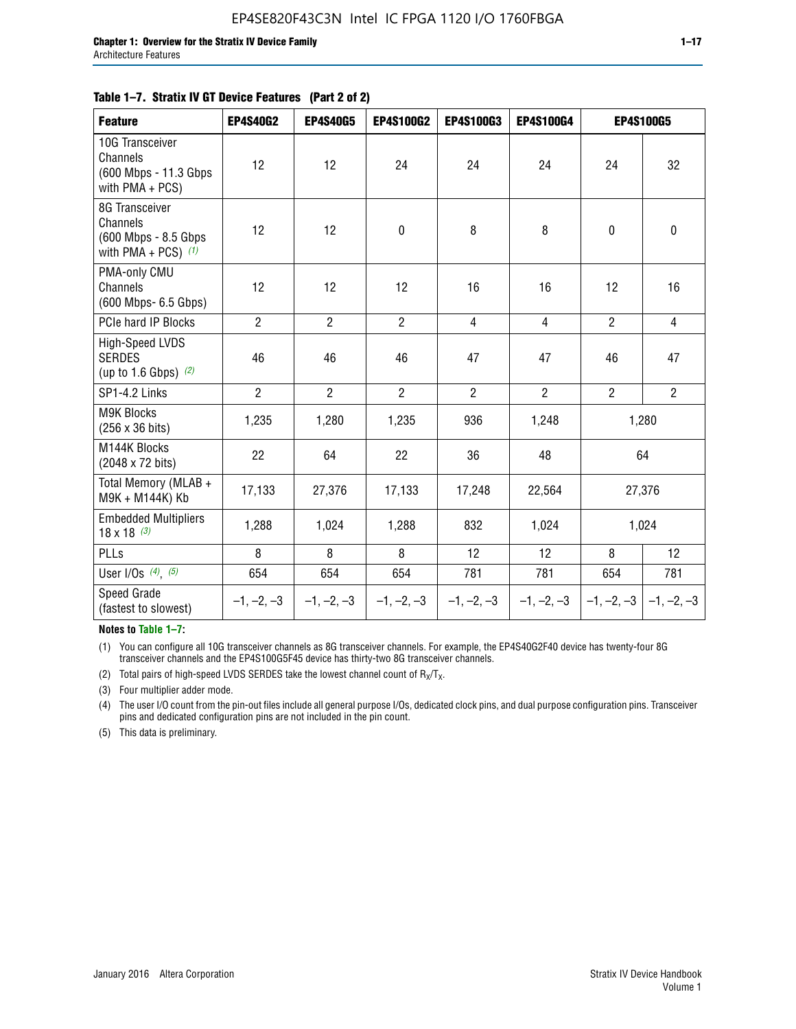**Table 1–7. Stratix IV GT Device Features (Part 2 of 2)**

| Feature | EP4S40G2 | EP4S40G5 | EP4S100G2 | EP4S100G3 | EP4S100G4 | EP4S100G5 | |
|---|---|---|---|---|---|---|---|
| 10G Transceiver Channels (600 Mbps - 11.3 Gbps with PMA + PCS) | 12 | 12 | 24 | 24 | 24 | 24 | 32 |
| 8G Transceiver Channels (600 Mbps - 8.5 Gbps with PMA + PCS) *(1)* | 12 | 12 | 0 | 8 | 8 | 0 | 0 |
| PMA-only CMU Channels (600 Mbps- 6.5 Gbps) | 12 | 12 | 12 | 16 | 16 | 12 | 16 |
| PCIe hard IP Blocks | 2 | 2 | 2 | 4 | 4 | 2 | 4 |
| High-Speed LVDS SERDES (up to 1.6 Gbps) *(2)* | 46 | 46 | 46 | 47 | 47 | 46 | 47 |
| SP1-4.2 Links | 2 | 2 | 2 | 2 | 2 | 2 | 2 |
| M9K Blocks (256 x 36 bits) | 1,235 | 1,280 | 1,235 | 936 | 1,248 | 1,280 | |
| M144K Blocks (2048 x 72 bits) | 22 | 64 | 22 | 36 | 48 | 64 | |
| Total Memory (MLAB + M9K + M144K) Kb | 17,133 | 27,376 | 17,133 | 17,248 | 22,564 | 27,376 | |
| Embedded Multipliers 18 x 18 *(3)* | 1,288 | 1,024 | 1,288 | 832 | 1,024 | 1,024 | |
| PLLs | 8 | 8 | 8 | 12 | 12 | 8 | 12 |
| User I/Os *(4)*, *(5)* | 654 | 654 | 654 | 781 | 781 | 654 | 781 |
| Speed Grade (fastest to slowest) | –1, –2, –3 | –1, –2, –3 | –1, –2, –3 | –1, –2, –3 | –1, –2, –3 | –1, –2, –3 | –1, –2, –3 |

**Notes to Table 1–7:**

(1) You can configure all 10G transceiver channels as 8G transceiver channels. For example, the EP4S40G2F40 device has twenty-four 8G transceiver channels and the EP4S100G5F45 device has thirty-two 8G transceiver channels.

(2) Total pairs of high-speed LVDS SERDES take the lowest channel count of $R_X/T_X$.

(3) Four multiplier adder mode.

(4) The user I/O count from the pin-out files include all general purpose I/Os, dedicated clock pins, and dual purpose configuration pins. Transceiver pins and dedicated configuration pins are not included in the pin count.

(5) This data is preliminary.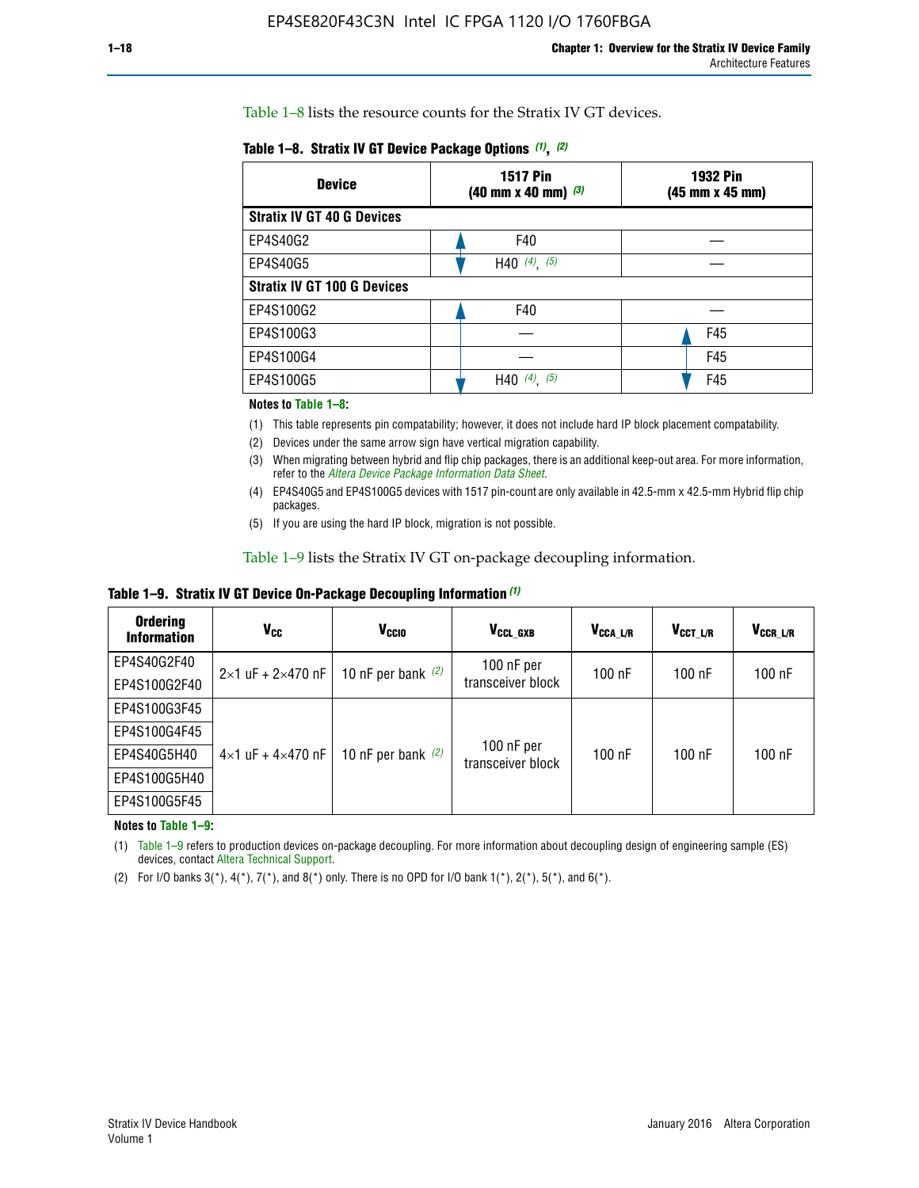Table 1–8 lists the resource counts for the Stratix IV GT devices.

**Table 1–8. Stratix IV GT Device Package Options (1), (2)**

| Device | 1517 Pin (40 mm x 40 mm) (3) | 1932 Pin (45 mm x 45 mm) |
|---|---|---|
| **Stratix IV GT 40 G Devices** | | |
| EP4S40G2 | F40 | — |
| EP4S40G5 | H40 (4), (5) | — |
| **Stratix IV GT 100 G Devices** | | |
| EP4S100G2 | F40 | — |
| EP4S100G3 | — | F45 |
| EP4S100G4 | — | F45 |
| EP4S100G5 | H40 (4), (5) | F45 |

**Notes to Table 1–8:**

(1) This table represents pin compatability; however, it does not include hard IP block placement compatability.

(2) Devices under the same arrow sign have vertical migration capability.

(3) When migrating between hybrid and flip chip packages, there is an additional keep-out area. For more information, refer to the *Altera Device Package Information Data Sheet*.

(4) EP4S40G5 and EP4S100G5 devices with 1517 pin-count are only available in 42.5-mm x 42.5-mm Hybrid flip chip packages.

(5) If you are using the hard IP block, migration is not possible.

Table 1–9 lists the Stratix IV GT on-package decoupling information.

**Table 1–9. Stratix IV GT Device On-Package Decoupling Information (1)**

| Ordering Information | $V_{CC}$ | $V_{CCIO}$ | $V_{CCL\_GXB}$ | $V_{CCA\_L/R}$ | $V_{CCT\_L/R}$ | $V_{CCR\_L/R}$ |
|---|---|---|---|---|---|---|
| EP4S40G2F40 | 2×1 uF + 2×470 nF | 10 nF per bank (2) | 100 nF per transceiver block | 100 nF | 100 nF | 100 nF |
| EP4S100G2F40 | | | | | | |
| EP4S100G3F45 | 4×1 uF + 4×470 nF | 10 nF per bank (2) | 100 nF per transceiver block | 100 nF | 100 nF | 100 nF |
| EP4S100G4F45 | | | | | | |
| EP4S40G5H40 | | | | | | |
| EP4S100G5H40 | | | | | | |
| EP4S100G5F45 | | | | | | |

**Notes to Table 1–9:**

(1) Table 1–9 refers to production devices on-package decoupling. For more information about decoupling design of engineering sample (ES) devices, contact Altera Technical Support.

(2) For I/O banks 3(*), 4(*), 7(*), and 8(*) only. There is no OPD for I/O bank 1(*), 2(*), 5(*), and 6(*).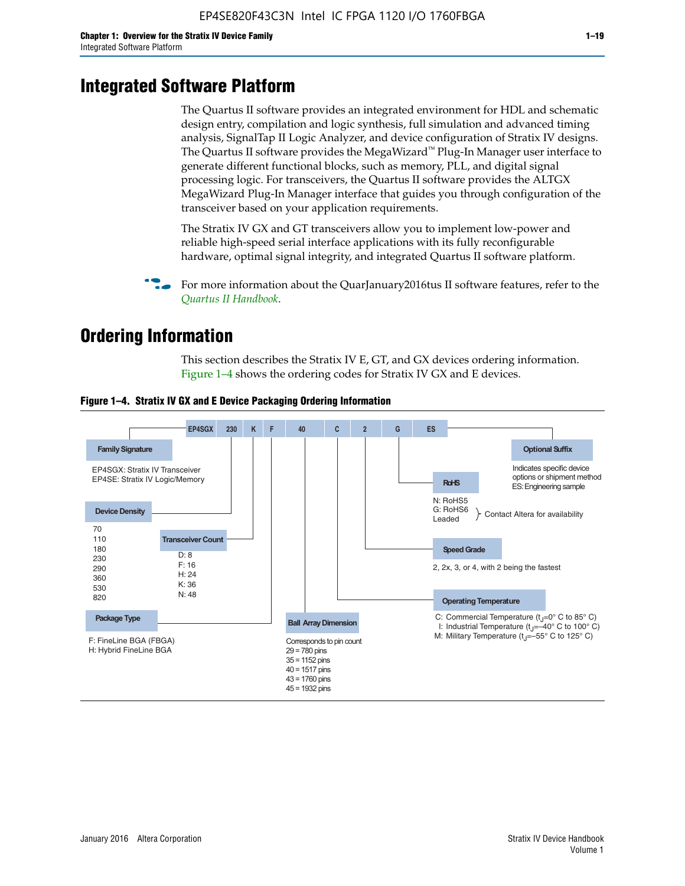# Integrated Software Platform

The Quartus II software provides an integrated environment for HDL and schematic design entry, compilation and logic synthesis, full simulation and advanced timing analysis, SignalTap II Logic Analyzer, and device configuration of Stratix IV designs. The Quartus II software provides the MegaWizard™ Plug-In Manager user interface to generate different functional blocks, such as memory, PLL, and digital signal processing logic. For transceivers, the Quartus II software provides the ALTGX MegaWizard Plug-In Manager interface that guides you through configuration of the transceiver based on your application requirements.

The Stratix IV GX and GT transceivers allow you to implement low-power and reliable high-speed serial interface applications with its fully reconfigurable hardware, optimal signal integrity, and integrated Quartus II software platform.

For more information about the QuarJanuary2016tus II software features, refer to the *Quartus II Handbook*.

# Ordering Information

This section describes the Stratix IV E, GT, and GX devices ordering information. Figure 1–4 shows the ordering codes for Stratix IV GX and E devices.

**Figure 1–4. Stratix IV GX and E Device Packaging Ordering Information**

EP4SGX 230 K F 40 C 2 G ES

**Family Signature**
EP4SGX: Stratix IV Transceiver
EP4SE: Stratix IV Logic/Memory

**Device Density**
70
110
180
230
290
360
530
820

**Transceiver Count**
D: 8
F: 16
H: 24
K: 36
N: 48

**Package Type**
F: FineLine BGA (FBGA)
H: Hybrid FineLine BGA

**Ball Array Dimension**
Corresponds to pin count
29 = 780 pins
35 = 1152 pins
40 = 1517 pins
43 = 1760 pins
45 = 1932 pins

**Operating Temperature**
C: Commercial Temperature ($t_J$=0° C to 85° C)
I: Industrial Temperature ($t_J$=–40° C to 100° C)
M: Military Temperature ($t_J$=–55° C to 125° C)

**Speed Grade**
2, 2x, 3, or 4, with 2 being the fastest

**RoHS**
N: RoHS5
G: RoHS6
Leaded
} Contact Altera for availability

**Optional Suffix**
Indicates specific device options or shipment method
ES: Engineering sample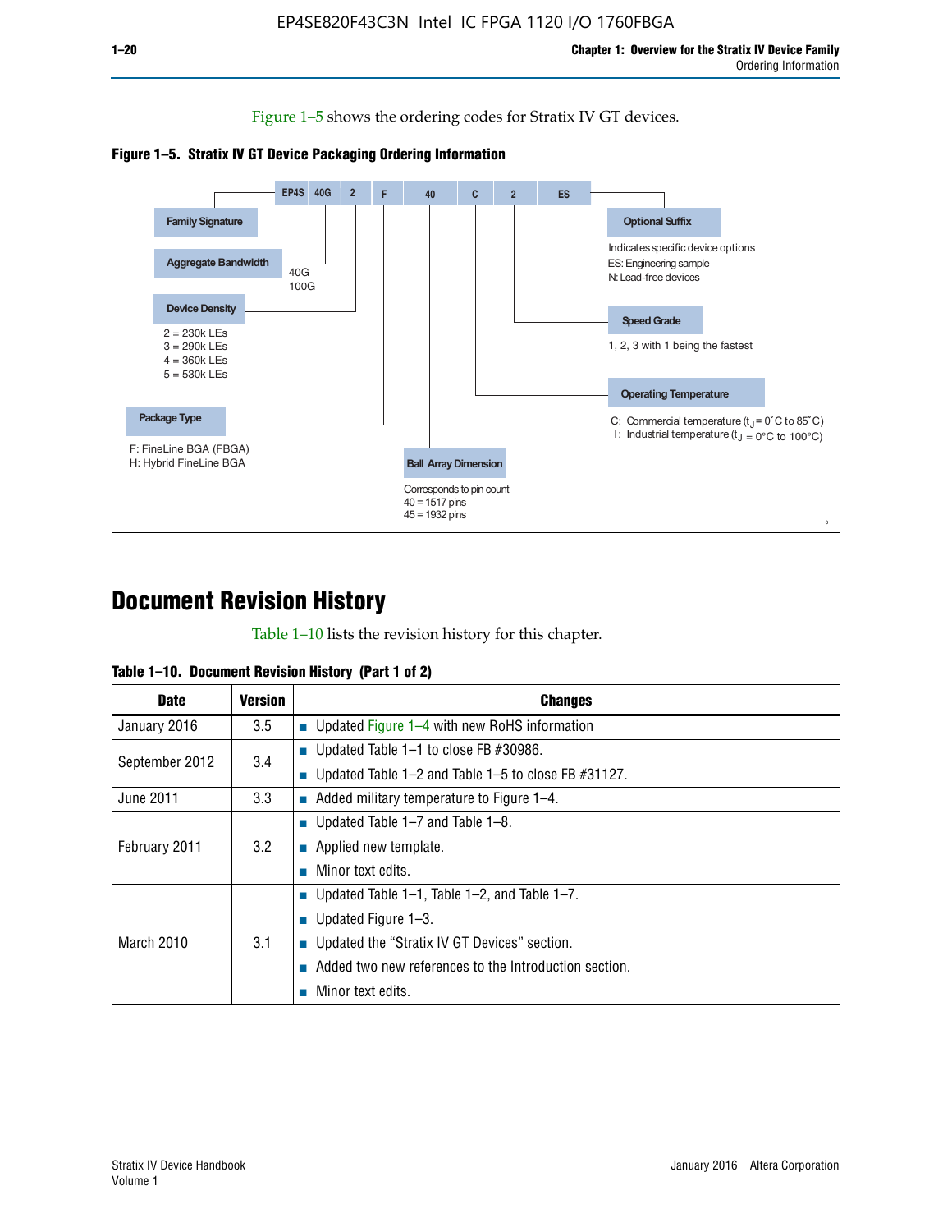Figure 1–5 shows the ordering codes for Stratix IV GT devices.

**Figure 1–5. Stratix IV GT Device Packaging Ordering Information**

EP4S 40G 2 F 40 C 2 ES

- **Family Signature**
- **Aggregate Bandwidth**: 40G, 100G
- **Device Density**: 2 = 230k LEs, 3 = 290k LEs, 4 = 360k LEs, 5 = 530k LEs
- **Package Type**: F: FineLine BGA (FBGA), H: Hybrid FineLine BGA
- **Ball Array Dimension**: Corresponds to pin count, 40 = 1517 pins, 45 = 1932 pins
- **Operating Temperature**: C: Commercial temperature ($t_J$ = 0°C to 85°C), I: Industrial temperature ($t_J$ = 0°C to 100°C)
- **Speed Grade**: 1, 2, 3 with 1 being the fastest
- **Optional Suffix**: Indicates specific device options, ES: Engineering sample, N: Lead-free devices

# Document Revision History

Table 1–10 lists the revision history for this chapter.

**Table 1–10. Document Revision History (Part 1 of 2)**

| Date | Version | Changes |
|---|---|---|
| January 2016 | 3.5 | ■ Updated Figure 1–4 with new RoHS information |
| September 2012 | 3.4 | ■ Updated Table 1–1 to close FB #30986.<br>■ Updated Table 1–2 and Table 1–5 to close FB #31127. |
| June 2011 | 3.3 | ■ Added military temperature to Figure 1–4. |
| February 2011 | 3.2 | ■ Updated Table 1–7 and Table 1–8.<br>■ Applied new template.<br>■ Minor text edits. |
| March 2010 | 3.1 | ■ Updated Table 1–1, Table 1–2, and Table 1–7.<br>■ Updated Figure 1–3.<br>■ Updated the “Stratix IV GT Devices” section.<br>■ Added two new references to the Introduction section.<br>■ Minor text edits. |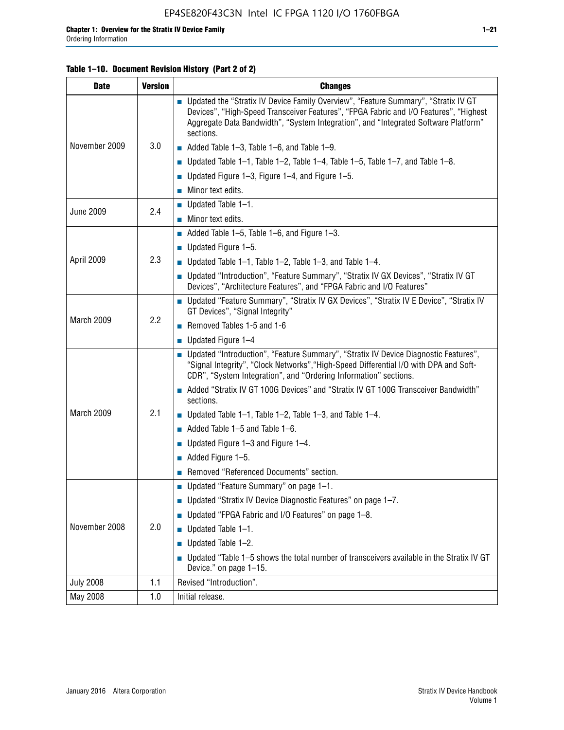**Table 1–10. Document Revision History (Part 2 of 2)**

| Date | Version | Changes |
|---|---|---|
| November 2009 | 3.0 | ■ Updated the "Stratix IV Device Family Overview", "Feature Summary", "Stratix IV GT Devices", "High-Speed Transceiver Features", "FPGA Fabric and I/O Features", "Highest Aggregate Data Bandwidth", "System Integration", and "Integrated Software Platform" sections.<br>■ Added Table 1–3, Table 1–6, and Table 1–9.<br>■ Updated Table 1–1, Table 1–2, Table 1–4, Table 1–5, Table 1–7, and Table 1–8.<br>■ Updated Figure 1–3, Figure 1–4, and Figure 1–5.<br>■ Minor text edits. |
| June 2009 | 2.4 | ■ Updated Table 1–1.<br>■ Minor text edits. |
| April 2009 | 2.3 | ■ Added Table 1–5, Table 1–6, and Figure 1–3.<br>■ Updated Figure 1–5.<br>■ Updated Table 1–1, Table 1–2, Table 1–3, and Table 1–4.<br>■ Updated "Introduction", "Feature Summary", "Stratix IV GX Devices", "Stratix IV GT Devices", "Architecture Features", and "FPGA Fabric and I/O Features" |
| March 2009 | 2.2 | ■ Updated "Feature Summary", "Stratix IV GX Devices", "Stratix IV E Device", "Stratix IV GT Devices", "Signal Integrity"<br>■ Removed Tables 1-5 and 1-6<br>■ Updated Figure 1–4 |
| March 2009 | 2.1 | ■ Updated "Introduction", "Feature Summary", "Stratix IV Device Diagnostic Features", "Signal Integrity", "Clock Networks","High-Speed Differential I/O with DPA and Soft-CDR", "System Integration", and "Ordering Information" sections.<br>■ Added "Stratix IV GT 100G Devices" and "Stratix IV GT 100G Transceiver Bandwidth" sections.<br>■ Updated Table 1–1, Table 1–2, Table 1–3, and Table 1–4.<br>■ Added Table 1–5 and Table 1–6.<br>■ Updated Figure 1–3 and Figure 1–4.<br>■ Added Figure 1–5.<br>■ Removed "Referenced Documents" section. |
| November 2008 | 2.0 | ■ Updated "Feature Summary" on page 1–1.<br>■ Updated "Stratix IV Device Diagnostic Features" on page 1–7.<br>■ Updated "FPGA Fabric and I/O Features" on page 1–8.<br>■ Updated Table 1–1.<br>■ Updated Table 1–2.<br>■ Updated "Table 1–5 shows the total number of transceivers available in the Stratix IV GT Device." on page 1–15. |
| July 2008 | 1.1 | Revised "Introduction". |
| May 2008 | 1.0 | Initial release. |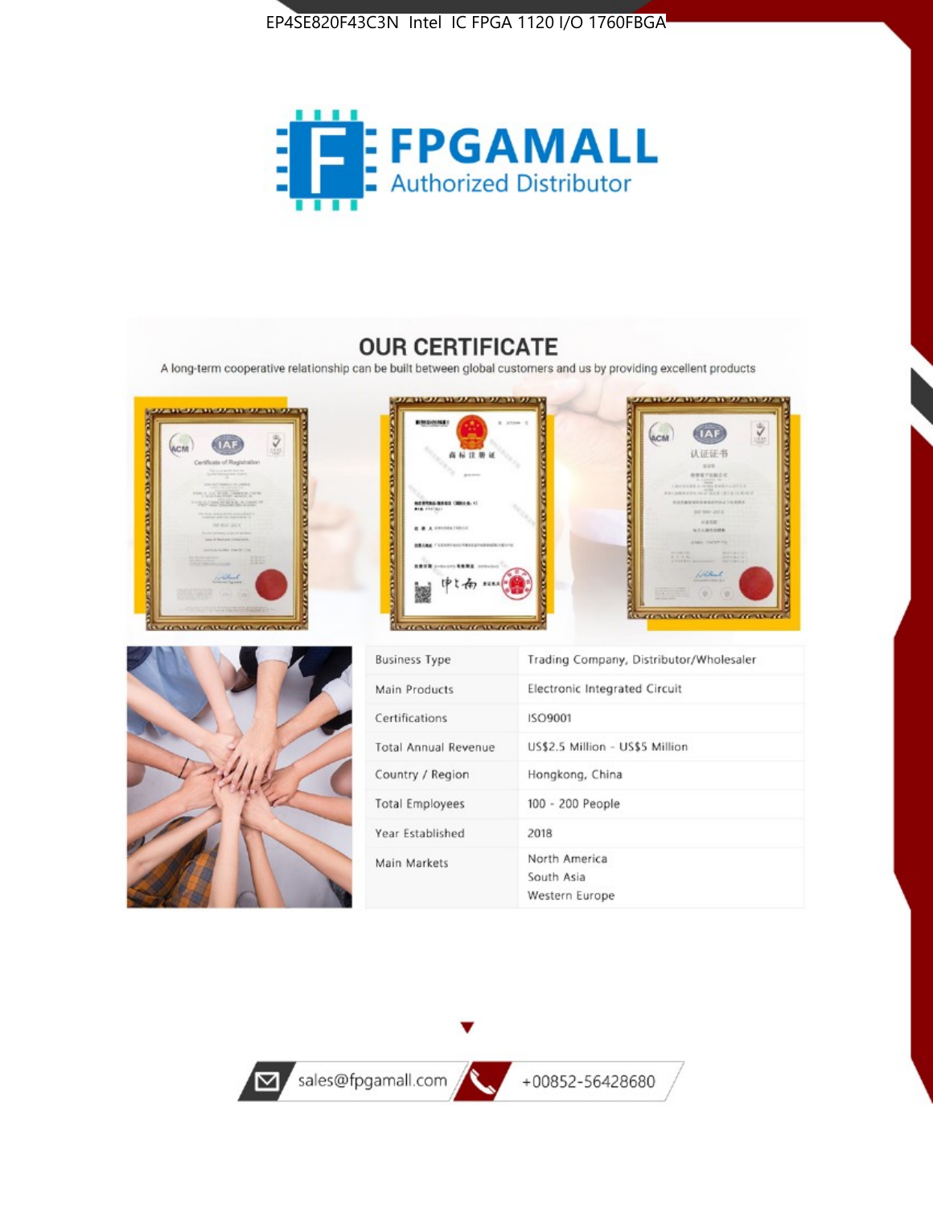FPGAMALL
Authorized Distributor

## OUR CERTIFICATE

A long-term cooperative relationship can be built between global customers and us by providing excellent products

| | |
|---|---|
| Business Type | Trading Company, Distributor/Wholesaler |
| Main Products | Electronic Integrated Circuit |
| Certifications | ISO9001 |
| Total Annual Revenue | US$2.5 Million - US$5 Million |
| Country / Region | Hongkong, China |
| Total Employees | 100 - 200 People |
| Year Established | 2018 |
| Main Markets | North America<br>South Asia<br>Western Europe |

sales@fpgamall.com

+00852-56428680